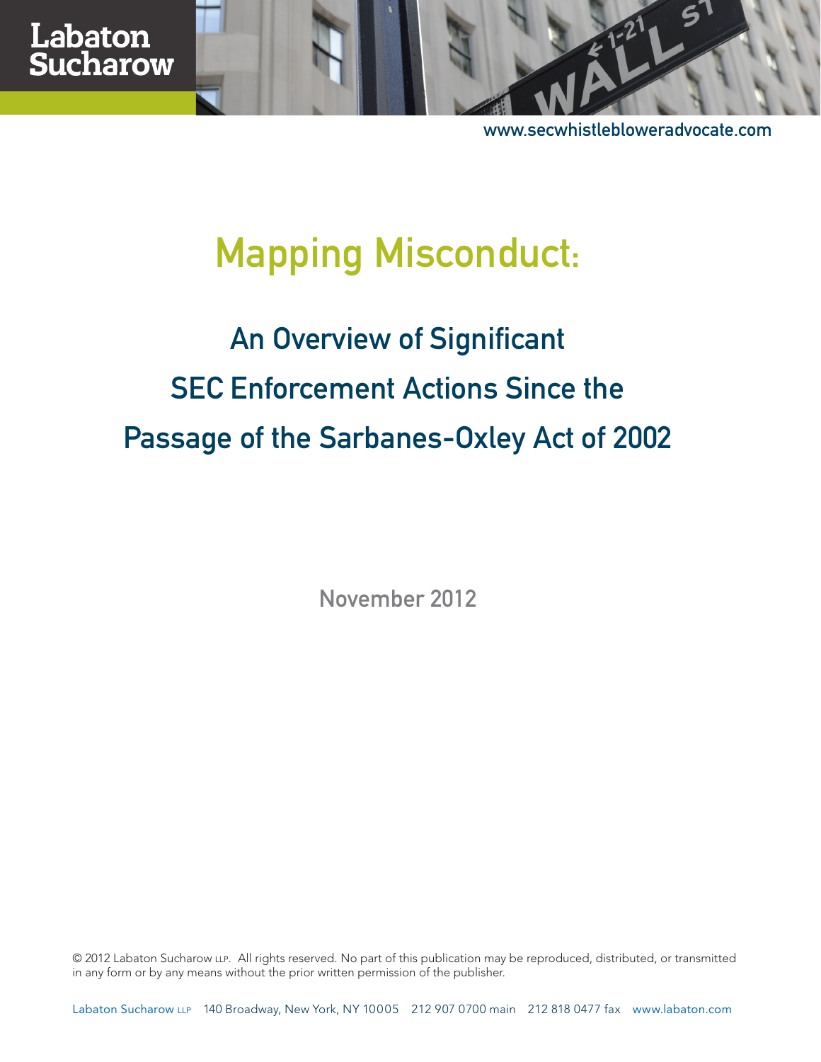Labaton Sucharow

www.secwhistlebloweradvocate.com

# Mapping Misconduct:

## An Overview of Significant SEC Enforcement Actions Since the Passage of the Sarbanes-Oxley Act of 2002

November 2012

© 2012 Labaton Sucharow LLP. All rights reserved. No part of this publication may be reproduced, distributed, or transmitted in any form or by any means without the prior written permission of the publisher.

Labaton Sucharow LLP 140 Broadway, New York, NY 10005 212 907 0700 main 212 818 0477 fax www.labaton.com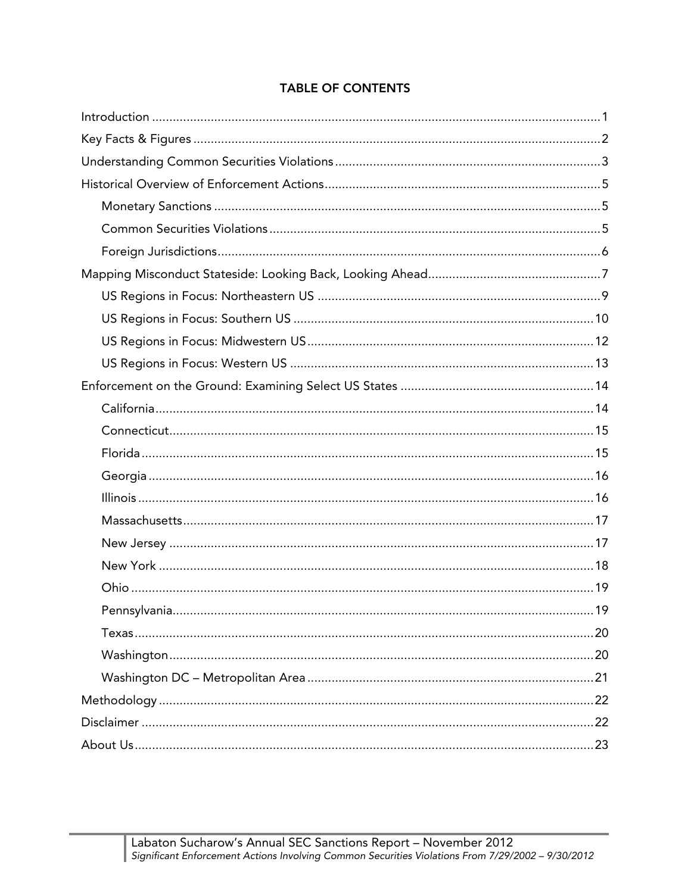# TABLE OF CONTENTS

- Introduction ........ 1
- Key Facts & Figures ........ 2
- Understanding Common Securities Violations ........ 3
- Historical Overview of Enforcement Actions ........ 5
  - Monetary Sanctions ........ 5
  - Common Securities Violations ........ 5
  - Foreign Jurisdictions ........ 6
- Mapping Misconduct Stateside: Looking Back, Looking Ahead ........ 7
  - US Regions in Focus: Northeastern US ........ 9
  - US Regions in Focus: Southern US ........ 10
  - US Regions in Focus: Midwestern US ........ 12
  - US Regions in Focus: Western US ........ 13
- Enforcement on the Ground: Examining Select US States ........ 14
  - California ........ 14
  - Connecticut ........ 15
  - Florida ........ 15
  - Georgia ........ 16
  - Illinois ........ 16
  - Massachusetts ........ 17
  - New Jersey ........ 17
  - New York ........ 18
  - Ohio ........ 19
  - Pennsylvania ........ 19
  - Texas ........ 20
  - Washington ........ 20
  - Washington DC – Metropolitan Area ........ 21
- Methodology ........ 22
- Disclaimer ........ 22
- About Us ........ 23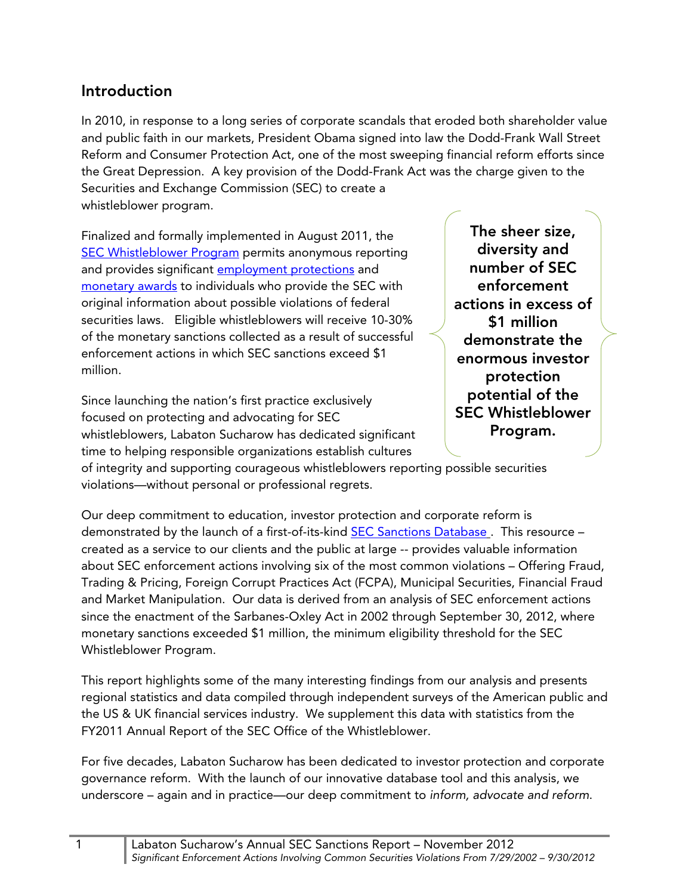## Introduction

In 2010, in response to a long series of corporate scandals that eroded both shareholder value and public faith in our markets, President Obama signed into law the Dodd-Frank Wall Street Reform and Consumer Protection Act, one of the most sweeping financial reform efforts since the Great Depression. A key provision of the Dodd-Frank Act was the charge given to the Securities and Exchange Commission (SEC) to create a whistleblower program.

Finalized and formally implemented in August 2011, the SEC Whistleblower Program permits anonymous reporting and provides significant employment protections and monetary awards to individuals who provide the SEC with original information about possible violations of federal securities laws. Eligible whistleblowers will receive 10-30% of the monetary sanctions collected as a result of successful enforcement actions in which SEC sanctions exceed $1 million.

**The sheer size, diversity and number of SEC enforcement actions in excess of $1 million demonstrate the enormous investor protection potential of the SEC Whistleblower Program.**

Since launching the nation's first practice exclusively focused on protecting and advocating for SEC whistleblowers, Labaton Sucharow has dedicated significant time to helping responsible organizations establish cultures of integrity and supporting courageous whistleblowers reporting possible securities violations—without personal or professional regrets.

Our deep commitment to education, investor protection and corporate reform is demonstrated by the launch of a first-of-its-kind SEC Sanctions Database . This resource – created as a service to our clients and the public at large -- provides valuable information about SEC enforcement actions involving six of the most common violations – Offering Fraud, Trading & Pricing, Foreign Corrupt Practices Act (FCPA), Municipal Securities, Financial Fraud and Market Manipulation. Our data is derived from an analysis of SEC enforcement actions since the enactment of the Sarbanes-Oxley Act in 2002 through September 30, 2012, where monetary sanctions exceeded $1 million, the minimum eligibility threshold for the SEC Whistleblower Program.

This report highlights some of the many interesting findings from our analysis and presents regional statistics and data compiled through independent surveys of the American public and the US & UK financial services industry. We supplement this data with statistics from the FY2011 Annual Report of the SEC Office of the Whistleblower.

For five decades, Labaton Sucharow has been dedicated to investor protection and corporate governance reform. With the launch of our innovative database tool and this analysis, we underscore – again and in practice—our deep commitment to *inform, advocate and reform*.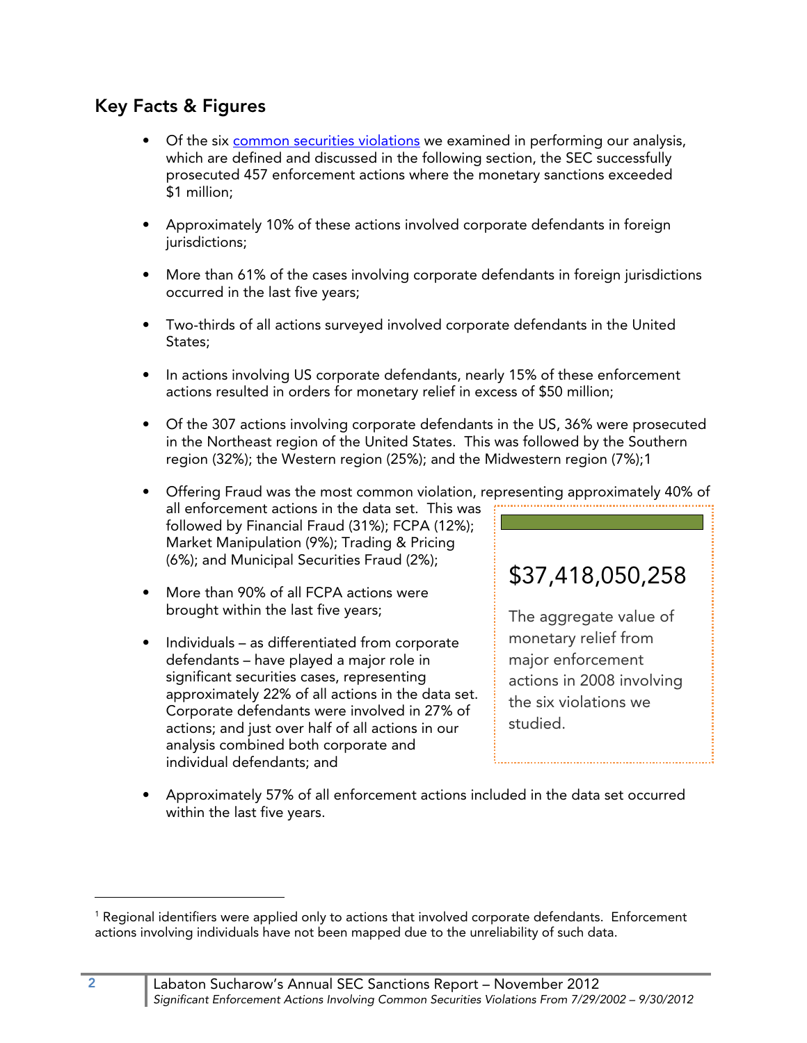## Key Facts & Figures

- Of the six [common securities violations] we examined in performing our analysis, which are defined and discussed in the following section, the SEC successfully prosecuted 457 enforcement actions where the monetary sanctions exceeded $1 million;

- Approximately 10% of these actions involved corporate defendants in foreign jurisdictions;

- More than 61% of the cases involving corporate defendants in foreign jurisdictions occurred in the last five years;

- Two-thirds of all actions surveyed involved corporate defendants in the United States;

- In actions involving US corporate defendants, nearly 15% of these enforcement actions resulted in orders for monetary relief in excess of $50 million;

- Of the 307 actions involving corporate defendants in the US, 36% were prosecuted in the Northeast region of the United States. This was followed by the Southern region (32%); the Western region (25%); and the Midwestern region (7%);[1]

- Offering Fraud was the most common violation, representing approximately 40% of all enforcement actions in the data set. This was followed by Financial Fraud (31%); FCPA (12%); Market Manipulation (9%); Trading & Pricing (6%); and Municipal Securities Fraud (2%);

- More than 90% of all FCPA actions were brought within the last five years;

- Individuals – as differentiated from corporate defendants – have played a major role in significant securities cases, representing approximately 22% of all actions in the data set. Corporate defendants were involved in 27% of actions; and just over half of all actions in our analysis combined both corporate and individual defendants; and

- Approximately 57% of all enforcement actions included in the data set occurred within the last five years.

> **$37,418,050,258**
>
> The aggregate value of monetary relief from major enforcement actions in 2008 involving the six violations we studied.

---

[1] Regional identifiers were applied only to actions that involved corporate defendants. Enforcement actions involving individuals have not been mapped due to the unreliability of such data.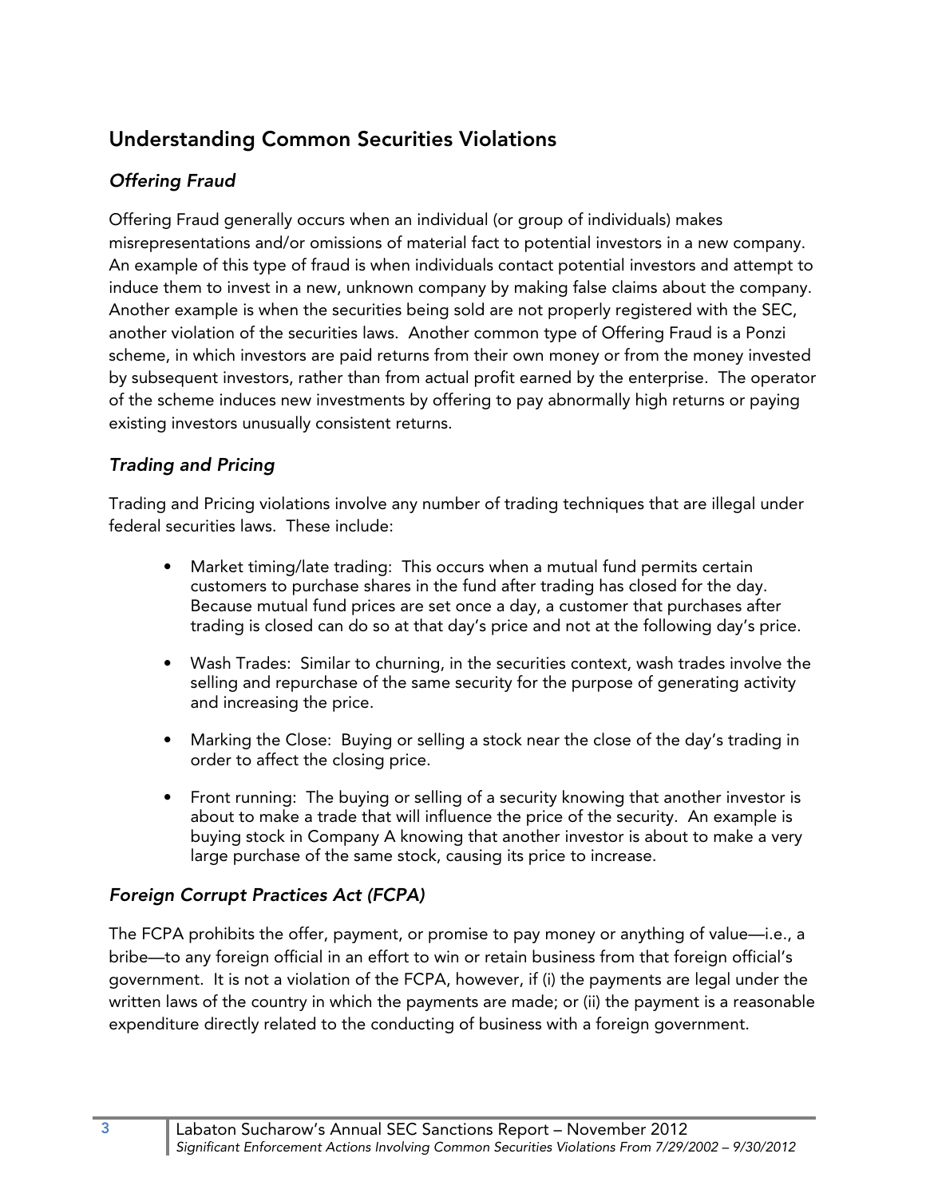## Understanding Common Securities Violations

### *Offering Fraud*

Offering Fraud generally occurs when an individual (or group of individuals) makes misrepresentations and/or omissions of material fact to potential investors in a new company. An example of this type of fraud is when individuals contact potential investors and attempt to induce them to invest in a new, unknown company by making false claims about the company. Another example is when the securities being sold are not properly registered with the SEC, another violation of the securities laws. Another common type of Offering Fraud is a Ponzi scheme, in which investors are paid returns from their own money or from the money invested by subsequent investors, rather than from actual profit earned by the enterprise. The operator of the scheme induces new investments by offering to pay abnormally high returns or paying existing investors unusually consistent returns.

### *Trading and Pricing*

Trading and Pricing violations involve any number of trading techniques that are illegal under federal securities laws. These include:

- Market timing/late trading: This occurs when a mutual fund permits certain customers to purchase shares in the fund after trading has closed for the day. Because mutual fund prices are set once a day, a customer that purchases after trading is closed can do so at that day's price and not at the following day's price.
- Wash Trades: Similar to churning, in the securities context, wash trades involve the selling and repurchase of the same security for the purpose of generating activity and increasing the price.
- Marking the Close: Buying or selling a stock near the close of the day's trading in order to affect the closing price.
- Front running: The buying or selling of a security knowing that another investor is about to make a trade that will influence the price of the security. An example is buying stock in Company A knowing that another investor is about to make a very large purchase of the same stock, causing its price to increase.

### *Foreign Corrupt Practices Act (FCPA)*

The FCPA prohibits the offer, payment, or promise to pay money or anything of value—i.e., a bribe—to any foreign official in an effort to win or retain business from that foreign official's government. It is not a violation of the FCPA, however, if (i) the payments are legal under the written laws of the country in which the payments are made; or (ii) the payment is a reasonable expenditure directly related to the conducting of business with a foreign government.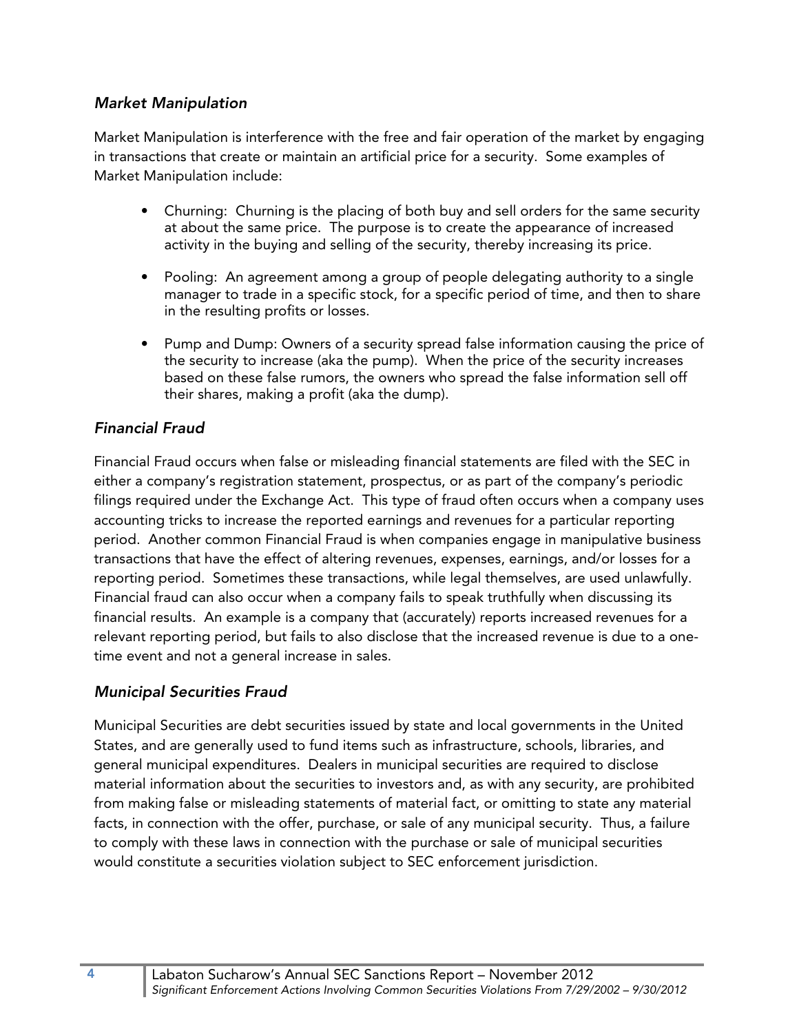### *Market Manipulation*

Market Manipulation is interference with the free and fair operation of the market by engaging in transactions that create or maintain an artificial price for a security. Some examples of Market Manipulation include:

- Churning: Churning is the placing of both buy and sell orders for the same security at about the same price. The purpose is to create the appearance of increased activity in the buying and selling of the security, thereby increasing its price.
- Pooling: An agreement among a group of people delegating authority to a single manager to trade in a specific stock, for a specific period of time, and then to share in the resulting profits or losses.
- Pump and Dump: Owners of a security spread false information causing the price of the security to increase (aka the pump). When the price of the security increases based on these false rumors, the owners who spread the false information sell off their shares, making a profit (aka the dump).

### *Financial Fraud*

Financial Fraud occurs when false or misleading financial statements are filed with the SEC in either a company's registration statement, prospectus, or as part of the company's periodic filings required under the Exchange Act. This type of fraud often occurs when a company uses accounting tricks to increase the reported earnings and revenues for a particular reporting period. Another common Financial Fraud is when companies engage in manipulative business transactions that have the effect of altering revenues, expenses, earnings, and/or losses for a reporting period. Sometimes these transactions, while legal themselves, are used unlawfully. Financial fraud can also occur when a company fails to speak truthfully when discussing its financial results. An example is a company that (accurately) reports increased revenues for a relevant reporting period, but fails to also disclose that the increased revenue is due to a one-time event and not a general increase in sales.

### *Municipal Securities Fraud*

Municipal Securities are debt securities issued by state and local governments in the United States, and are generally used to fund items such as infrastructure, schools, libraries, and general municipal expenditures. Dealers in municipal securities are required to disclose material information about the securities to investors and, as with any security, are prohibited from making false or misleading statements of material fact, or omitting to state any material facts, in connection with the offer, purchase, or sale of any municipal security. Thus, a failure to comply with these laws in connection with the purchase or sale of municipal securities would constitute a securities violation subject to SEC enforcement jurisdiction.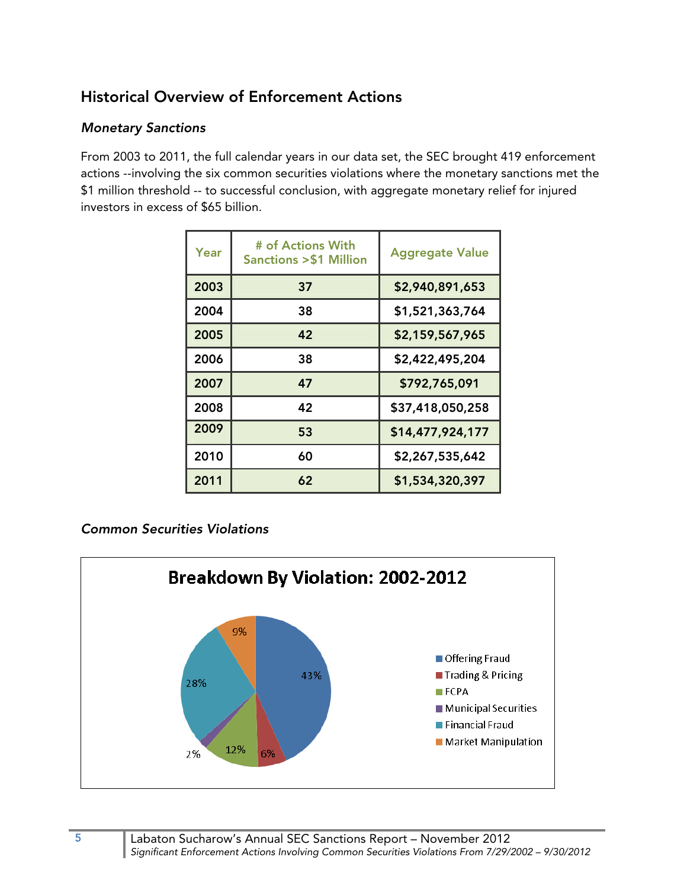## Historical Overview of Enforcement Actions

### *Monetary Sanctions*

From 2003 to 2011, the full calendar years in our data set, the SEC brought 419 enforcement actions --involving the six common securities violations where the monetary sanctions met the $1 million threshold -- to successful conclusion, with aggregate monetary relief for injured investors in excess of $65 billion.

| Year | # of Actions With Sanctions >$1 Million | Aggregate Value |
|---|---|---|
| 2003 | 37 | $2,940,891,653 |
| 2004 | 38 | $1,521,363,764 |
| 2005 | 42 | $2,159,567,965 |
| 2006 | 38 | $2,422,495,204 |
| 2007 | 47 | $792,765,091 |
| 2008 | 42 | $37,418,050,258 |
| 2009 | 53 | $14,477,924,177 |
| 2010 | 60 | $2,267,535,642 |
| 2011 | 62 | $1,534,320,397 |

### *Common Securities Violations*

**Breakdown By Violation: 2002-2012**

- Offering Fraud: 43%
- Trading & Pricing: 6%
- FCPA: 12%
- Municipal Securities: 2%
- Financial Fraud: 28%
- Market Manipulation: 9%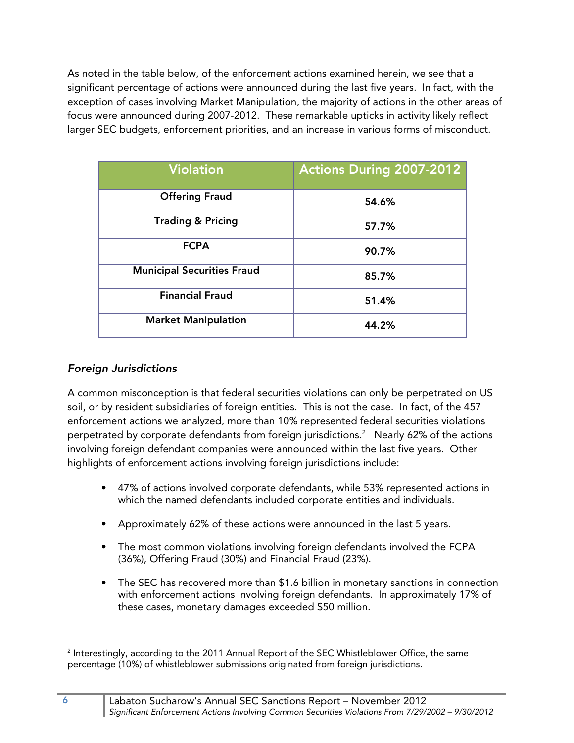As noted in the table below, of the enforcement actions examined herein, we see that a significant percentage of actions were announced during the last five years. In fact, with the exception of cases involving Market Manipulation, the majority of actions in the other areas of focus were announced during 2007-2012. These remarkable upticks in activity likely reflect larger SEC budgets, enforcement priorities, and an increase in various forms of misconduct.

| Violation | Actions During 2007-2012 |
|---|---|
| Offering Fraud | 54.6% |
| Trading & Pricing | 57.7% |
| FCPA | 90.7% |
| Municipal Securities Fraud | 85.7% |
| Financial Fraud | 51.4% |
| Market Manipulation | 44.2% |

### *Foreign Jurisdictions*

A common misconception is that federal securities violations can only be perpetrated on US soil, or by resident subsidiaries of foreign entities. This is not the case. In fact, of the 457 enforcement actions we analyzed, more than 10% represented federal securities violations perpetrated by corporate defendants from foreign jurisdictions.[2] Nearly 62% of the actions involving foreign defendant companies were announced within the last five years. Other highlights of enforcement actions involving foreign jurisdictions include:

- 47% of actions involved corporate defendants, while 53% represented actions in which the named defendants included corporate entities and individuals.
- Approximately 62% of these actions were announced in the last 5 years.
- The most common violations involving foreign defendants involved the FCPA (36%), Offering Fraud (30%) and Financial Fraud (23%).
- The SEC has recovered more than $1.6 billion in monetary sanctions in connection with enforcement actions involving foreign defendants. In approximately 17% of these cases, monetary damages exceeded $50 million.

[2] Interestingly, according to the 2011 Annual Report of the SEC Whistleblower Office, the same percentage (10%) of whistleblower submissions originated from foreign jurisdictions.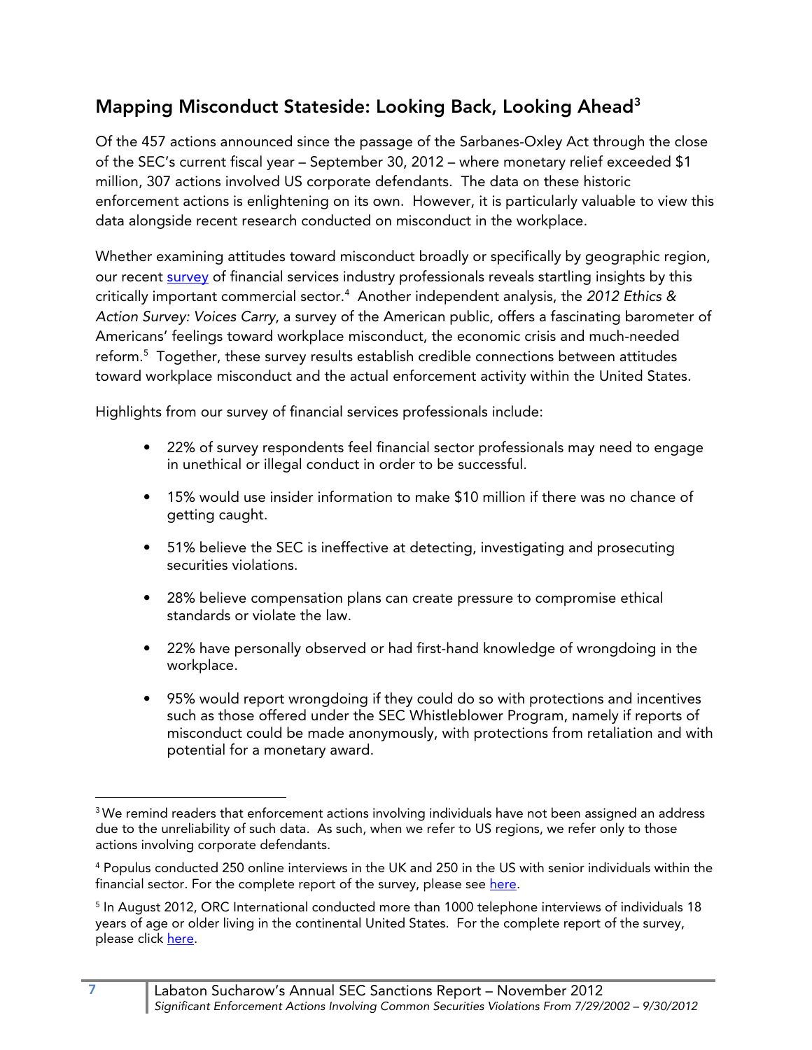## Mapping Misconduct Stateside: Looking Back, Looking Ahead[3]

Of the 457 actions announced since the passage of the Sarbanes-Oxley Act through the close of the SEC's current fiscal year – September 30, 2012 – where monetary relief exceeded $1 million, 307 actions involved US corporate defendants. The data on these historic enforcement actions is enlightening on its own. However, it is particularly valuable to view this data alongside recent research conducted on misconduct in the workplace.

Whether examining attitudes toward misconduct broadly or specifically by geographic region, our recent survey of financial services industry professionals reveals startling insights by this critically important commercial sector.[4] Another independent analysis, the *2012 Ethics & Action Survey: Voices Carry*, a survey of the American public, offers a fascinating barometer of Americans' feelings toward workplace misconduct, the economic crisis and much-needed reform.[5] Together, these survey results establish credible connections between attitudes toward workplace misconduct and the actual enforcement activity within the United States.

Highlights from our survey of financial services professionals include:

- 22% of survey respondents feel financial sector professionals may need to engage in unethical or illegal conduct in order to be successful.
- 15% would use insider information to make $10 million if there was no chance of getting caught.
- 51% believe the SEC is ineffective at detecting, investigating and prosecuting securities violations.
- 28% believe compensation plans can create pressure to compromise ethical standards or violate the law.
- 22% have personally observed or had first-hand knowledge of wrongdoing in the workplace.
- 95% would report wrongdoing if they could do so with protections and incentives such as those offered under the SEC Whistleblower Program, namely if reports of misconduct could be made anonymously, with protections from retaliation and with potential for a monetary award.

---

[3] We remind readers that enforcement actions involving individuals have not been assigned an address due to the unreliability of such data. As such, when we refer to US regions, we refer only to those actions involving corporate defendants.

[4] Populus conducted 250 online interviews in the UK and 250 in the US with senior individuals within the financial sector. For the complete report of the survey, please see here.

[5] In August 2012, ORC International conducted more than 1000 telephone interviews of individuals 18 years of age or older living in the continental United States. For the complete report of the survey, please click here.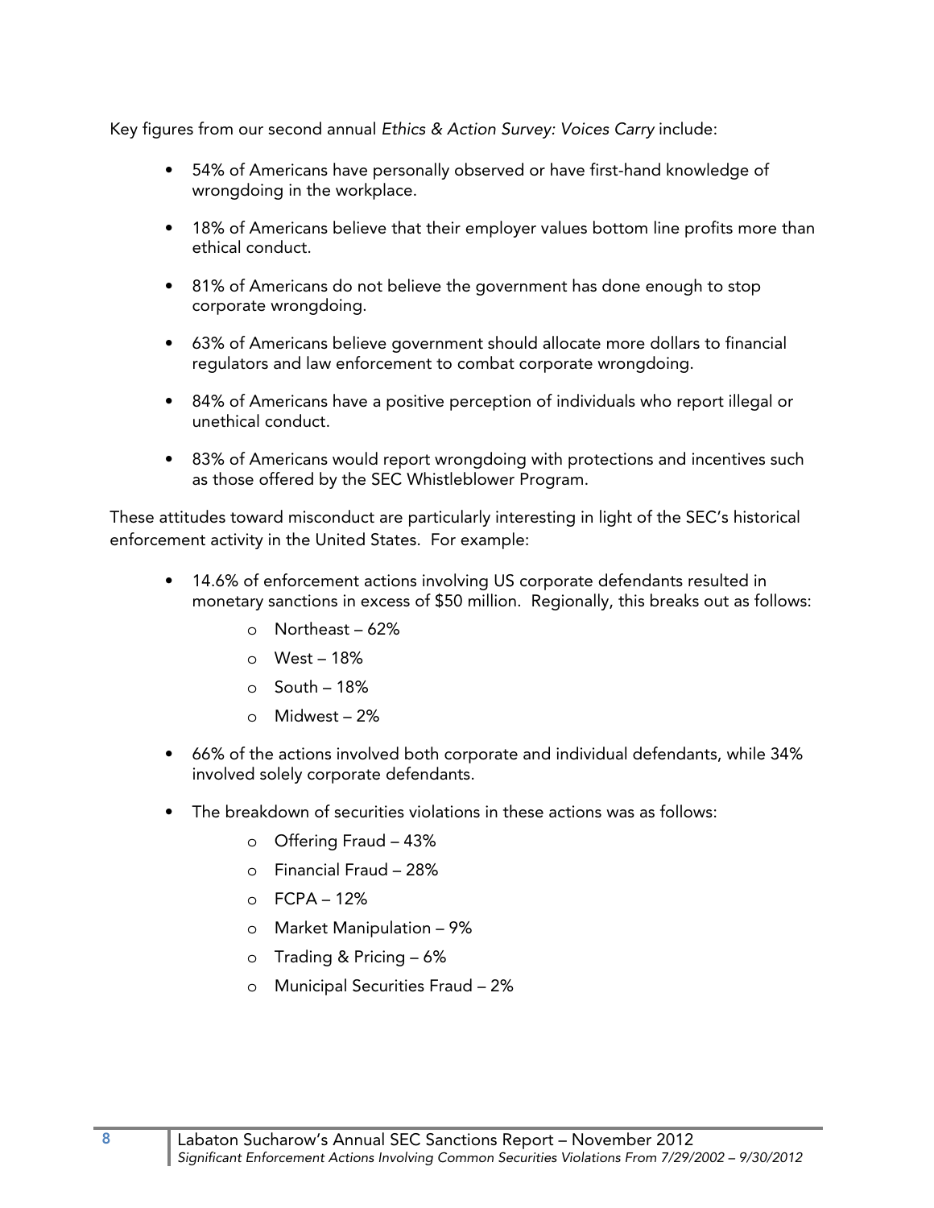Key figures from our second annual *Ethics & Action Survey: Voices Carry* include:

- 54% of Americans have personally observed or have first-hand knowledge of wrongdoing in the workplace.
- 18% of Americans believe that their employer values bottom line profits more than ethical conduct.
- 81% of Americans do not believe the government has done enough to stop corporate wrongdoing.
- 63% of Americans believe government should allocate more dollars to financial regulators and law enforcement to combat corporate wrongdoing.
- 84% of Americans have a positive perception of individuals who report illegal or unethical conduct.
- 83% of Americans would report wrongdoing with protections and incentives such as those offered by the SEC Whistleblower Program.

These attitudes toward misconduct are particularly interesting in light of the SEC's historical enforcement activity in the United States. For example:

- 14.6% of enforcement actions involving US corporate defendants resulted in monetary sanctions in excess of $50 million. Regionally, this breaks out as follows:
  - Northeast – 62%
  - West – 18%
  - South – 18%
  - Midwest – 2%
- 66% of the actions involved both corporate and individual defendants, while 34% involved solely corporate defendants.
- The breakdown of securities violations in these actions was as follows:
  - Offering Fraud – 43%
  - Financial Fraud – 28%
  - FCPA – 12%
  - Market Manipulation – 9%
  - Trading & Pricing – 6%
  - Municipal Securities Fraud – 2%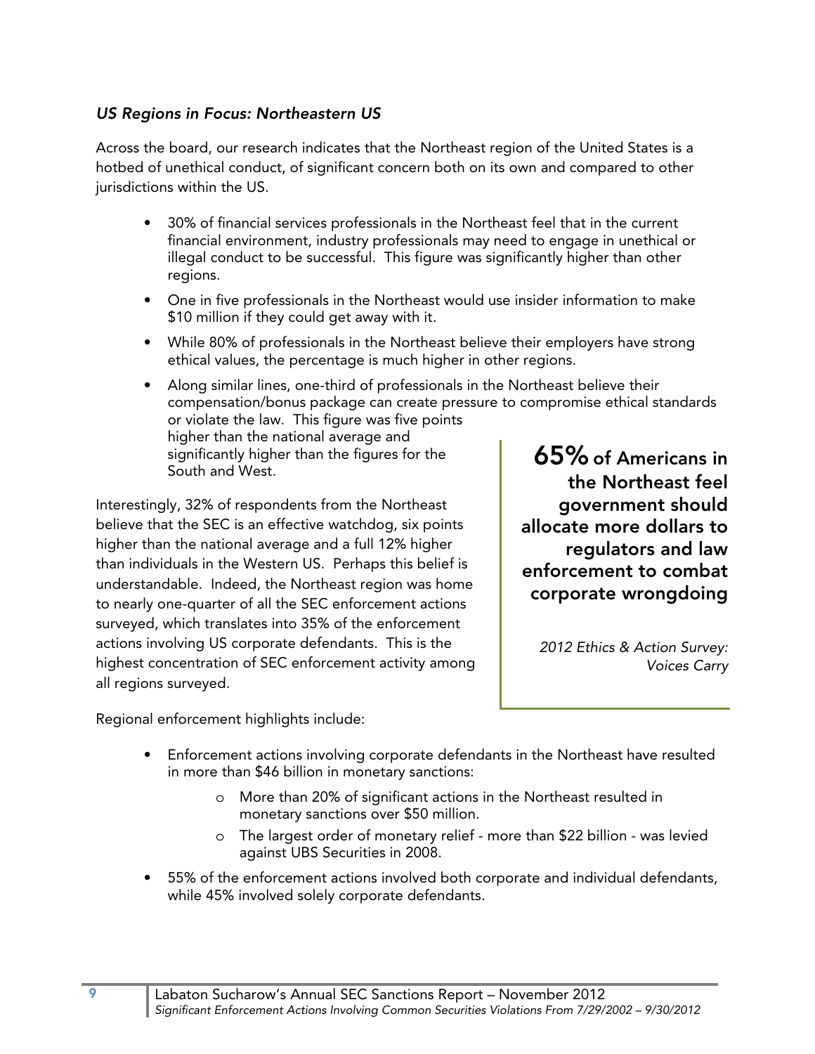### *US Regions in Focus: Northeastern US*

Across the board, our research indicates that the Northeast region of the United States is a hotbed of unethical conduct, of significant concern both on its own and compared to other jurisdictions within the US.

- 30% of financial services professionals in the Northeast feel that in the current financial environment, industry professionals may need to engage in unethical or illegal conduct to be successful. This figure was significantly higher than other regions.
- One in five professionals in the Northeast would use insider information to make $10 million if they could get away with it.
- While 80% of professionals in the Northeast believe their employers have strong ethical values, the percentage is much higher in other regions.
- Along similar lines, one-third of professionals in the Northeast believe their compensation/bonus package can create pressure to compromise ethical standards or violate the law. This figure was five points higher than the national average and significantly higher than the figures for the South and West.

Interestingly, 32% of respondents from the Northeast believe that the SEC is an effective watchdog, six points higher than the national average and a full 12% higher than individuals in the Western US. Perhaps this belief is understandable. Indeed, the Northeast region was home to nearly one-quarter of all the SEC enforcement actions surveyed, which translates into 35% of the enforcement actions involving US corporate defendants. This is the highest concentration of SEC enforcement activity among all regions surveyed.

> **65% of Americans in the Northeast feel government should allocate more dollars to regulators and law enforcement to combat corporate wrongdoing**
>
> *2012 Ethics & Action Survey: Voices Carry*

Regional enforcement highlights include:

- Enforcement actions involving corporate defendants in the Northeast have resulted in more than $46 billion in monetary sanctions:
  - More than 20% of significant actions in the Northeast resulted in monetary sanctions over $50 million.
  - The largest order of monetary relief - more than $22 billion - was levied against UBS Securities in 2008.
- 55% of the enforcement actions involved both corporate and individual defendants, while 45% involved solely corporate defendants.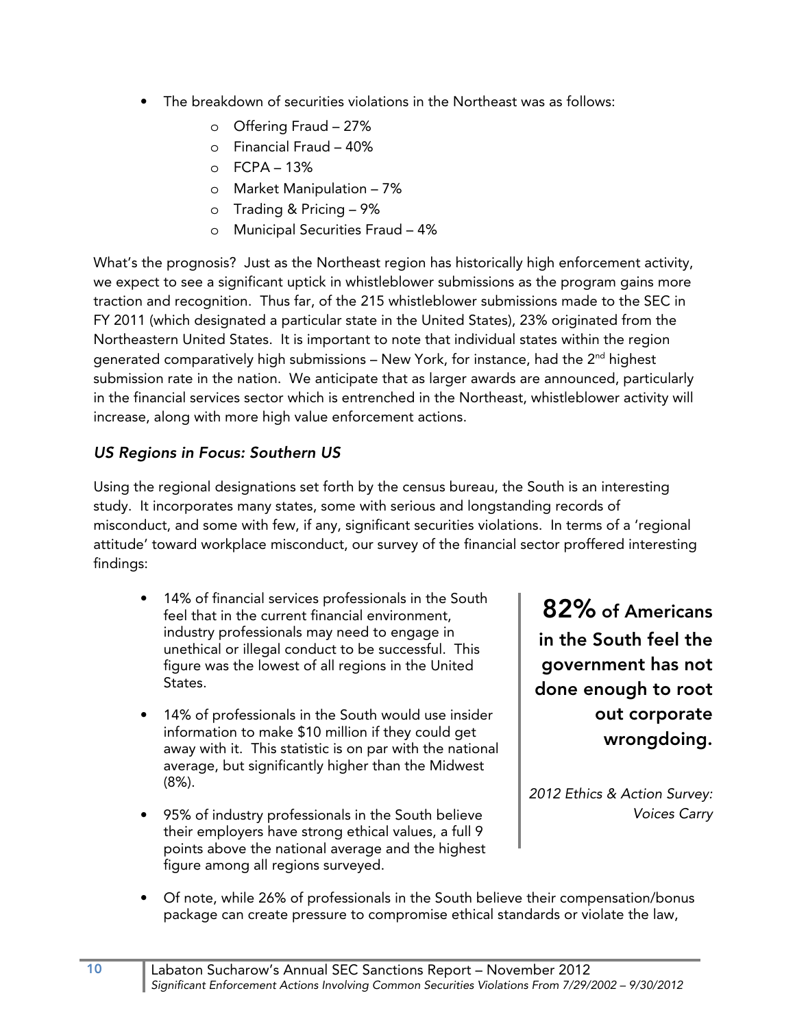- The breakdown of securities violations in the Northeast was as follows:
    - Offering Fraud – 27%
    - Financial Fraud – 40%
    - FCPA – 13%
    - Market Manipulation – 7%
    - Trading & Pricing – 9%
    - Municipal Securities Fraud – 4%

What's the prognosis? Just as the Northeast region has historically high enforcement activity, we expect to see a significant uptick in whistleblower submissions as the program gains more traction and recognition. Thus far, of the 215 whistleblower submissions made to the SEC in FY 2011 (which designated a particular state in the United States), 23% originated from the Northeastern United States. It is important to note that individual states within the region generated comparatively high submissions – New York, for instance, had the 2nd highest submission rate in the nation. We anticipate that as larger awards are announced, particularly in the financial services sector which is entrenched in the Northeast, whistleblower activity will increase, along with more high value enforcement actions.

### *US Regions in Focus: Southern US*

Using the regional designations set forth by the census bureau, the South is an interesting study. It incorporates many states, some with serious and longstanding records of misconduct, and some with few, if any, significant securities violations. In terms of a 'regional attitude' toward workplace misconduct, our survey of the financial sector proffered interesting findings:

- 14% of financial services professionals in the South feel that in the current financial environment, industry professionals may need to engage in unethical or illegal conduct to be successful. This figure was the lowest of all regions in the United States.
- 14% of professionals in the South would use insider information to make $10 million if they could get away with it. This statistic is on par with the national average, but significantly higher than the Midwest (8%).
- 95% of industry professionals in the South believe their employers have strong ethical values, a full 9 points above the national average and the highest figure among all regions surveyed.

> **82% of Americans in the South feel the government has not done enough to root out corporate wrongdoing.**
>
> *2012 Ethics & Action Survey: Voices Carry*

- Of note, while 26% of professionals in the South believe their compensation/bonus package can create pressure to compromise ethical standards or violate the law,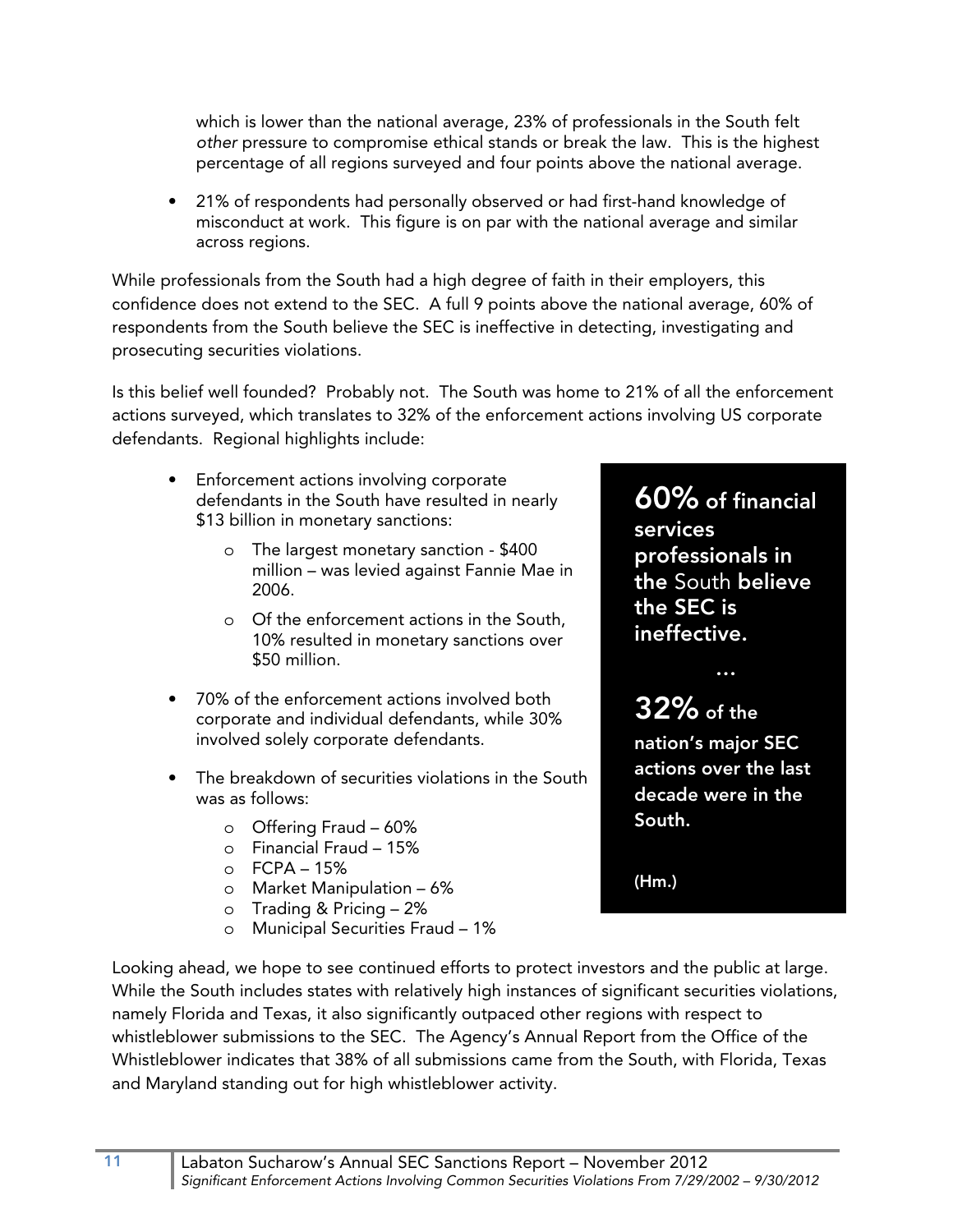which is lower than the national average, 23% of professionals in the South felt *other* pressure to compromise ethical stands or break the law. This is the highest percentage of all regions surveyed and four points above the national average.

- 21% of respondents had personally observed or had first-hand knowledge of misconduct at work. This figure is on par with the national average and similar across regions.

While professionals from the South had a high degree of faith in their employers, this confidence does not extend to the SEC. A full 9 points above the national average, 60% of respondents from the South believe the SEC is ineffective in detecting, investigating and prosecuting securities violations.

Is this belief well founded? Probably not. The South was home to 21% of all the enforcement actions surveyed, which translates to 32% of the enforcement actions involving US corporate defendants. Regional highlights include:

- Enforcement actions involving corporate defendants in the South have resulted in nearly $13 billion in monetary sanctions:
  - The largest monetary sanction - $400 million – was levied against Fannie Mae in 2006.
  - Of the enforcement actions in the South, 10% resulted in monetary sanctions over $50 million.
- 70% of the enforcement actions involved both corporate and individual defendants, while 30% involved solely corporate defendants.
- The breakdown of securities violations in the South was as follows:
  - Offering Fraud – 60%
  - Financial Fraud – 15%
  - FCPA – 15%
  - Market Manipulation – 6%
  - Trading & Pricing – 2%
  - Municipal Securities Fraud – 1%

**60% of financial services professionals in the South believe the SEC is ineffective.**

**…**

**32% of the nation's major SEC actions over the last decade were in the South.**

**(Hm.)**

Looking ahead, we hope to see continued efforts to protect investors and the public at large. While the South includes states with relatively high instances of significant securities violations, namely Florida and Texas, it also significantly outpaced other regions with respect to whistleblower submissions to the SEC. The Agency's Annual Report from the Office of the Whistleblower indicates that 38% of all submissions came from the South, with Florida, Texas and Maryland standing out for high whistleblower activity.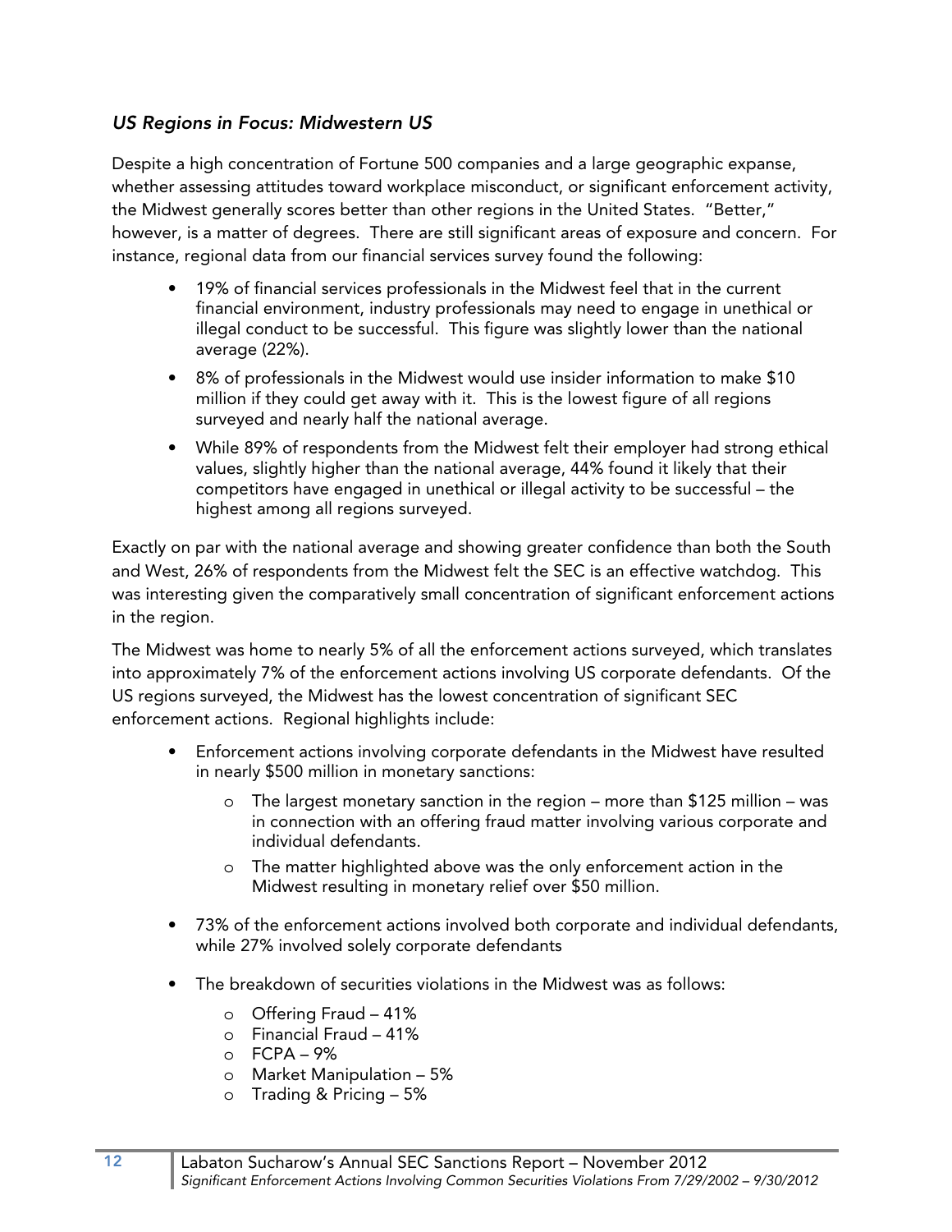### *US Regions in Focus: Midwestern US*

Despite a high concentration of Fortune 500 companies and a large geographic expanse, whether assessing attitudes toward workplace misconduct, or significant enforcement activity, the Midwest generally scores better than other regions in the United States. "Better," however, is a matter of degrees. There are still significant areas of exposure and concern. For instance, regional data from our financial services survey found the following:

- 19% of financial services professionals in the Midwest feel that in the current financial environment, industry professionals may need to engage in unethical or illegal conduct to be successful. This figure was slightly lower than the national average (22%).
- 8% of professionals in the Midwest would use insider information to make $10 million if they could get away with it. This is the lowest figure of all regions surveyed and nearly half the national average.
- While 89% of respondents from the Midwest felt their employer had strong ethical values, slightly higher than the national average, 44% found it likely that their competitors have engaged in unethical or illegal activity to be successful – the highest among all regions surveyed.

Exactly on par with the national average and showing greater confidence than both the South and West, 26% of respondents from the Midwest felt the SEC is an effective watchdog. This was interesting given the comparatively small concentration of significant enforcement actions in the region.

The Midwest was home to nearly 5% of all the enforcement actions surveyed, which translates into approximately 7% of the enforcement actions involving US corporate defendants. Of the US regions surveyed, the Midwest has the lowest concentration of significant SEC enforcement actions. Regional highlights include:

- Enforcement actions involving corporate defendants in the Midwest have resulted in nearly $500 million in monetary sanctions:
  - The largest monetary sanction in the region – more than $125 million – was in connection with an offering fraud matter involving various corporate and individual defendants.
  - The matter highlighted above was the only enforcement action in the Midwest resulting in monetary relief over $50 million.
- 73% of the enforcement actions involved both corporate and individual defendants, while 27% involved solely corporate defendants
- The breakdown of securities violations in the Midwest was as follows:
  - Offering Fraud – 41%
  - Financial Fraud – 41%
  - FCPA – 9%
  - Market Manipulation – 5%
  - Trading & Pricing – 5%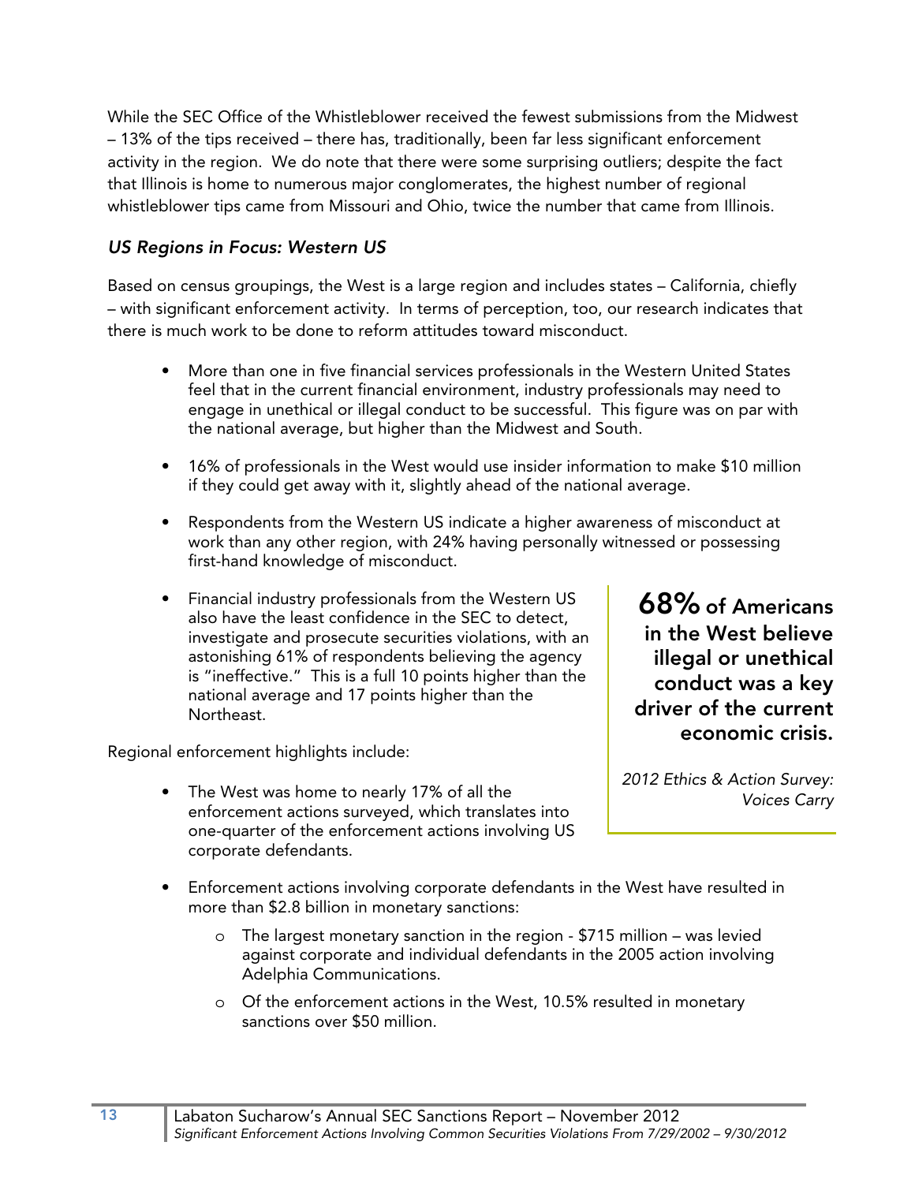While the SEC Office of the Whistleblower received the fewest submissions from the Midwest – 13% of the tips received – there has, traditionally, been far less significant enforcement activity in the region. We do note that there were some surprising outliers; despite the fact that Illinois is home to numerous major conglomerates, the highest number of regional whistleblower tips came from Missouri and Ohio, twice the number that came from Illinois.

### *US Regions in Focus: Western US*

Based on census groupings, the West is a large region and includes states – California, chiefly – with significant enforcement activity. In terms of perception, too, our research indicates that there is much work to be done to reform attitudes toward misconduct.

- More than one in five financial services professionals in the Western United States feel that in the current financial environment, industry professionals may need to engage in unethical or illegal conduct to be successful. This figure was on par with the national average, but higher than the Midwest and South.
- 16% of professionals in the West would use insider information to make $10 million if they could get away with it, slightly ahead of the national average.
- Respondents from the Western US indicate a higher awareness of misconduct at work than any other region, with 24% having personally witnessed or possessing first-hand knowledge of misconduct.
- Financial industry professionals from the Western US also have the least confidence in the SEC to detect, investigate and prosecute securities violations, with an astonishing 61% of respondents believing the agency is "ineffective." This is a full 10 points higher than the national average and 17 points higher than the Northeast.

> **68% of Americans in the West believe illegal or unethical conduct was a key driver of the current economic crisis.**
>
> *2012 Ethics & Action Survey: Voices Carry*

Regional enforcement highlights include:

- The West was home to nearly 17% of all the enforcement actions surveyed, which translates into one-quarter of the enforcement actions involving US corporate defendants.
- Enforcement actions involving corporate defendants in the West have resulted in more than $2.8 billion in monetary sanctions:
  - The largest monetary sanction in the region - $715 million – was levied against corporate and individual defendants in the 2005 action involving Adelphia Communications.
  - Of the enforcement actions in the West, 10.5% resulted in monetary sanctions over $50 million.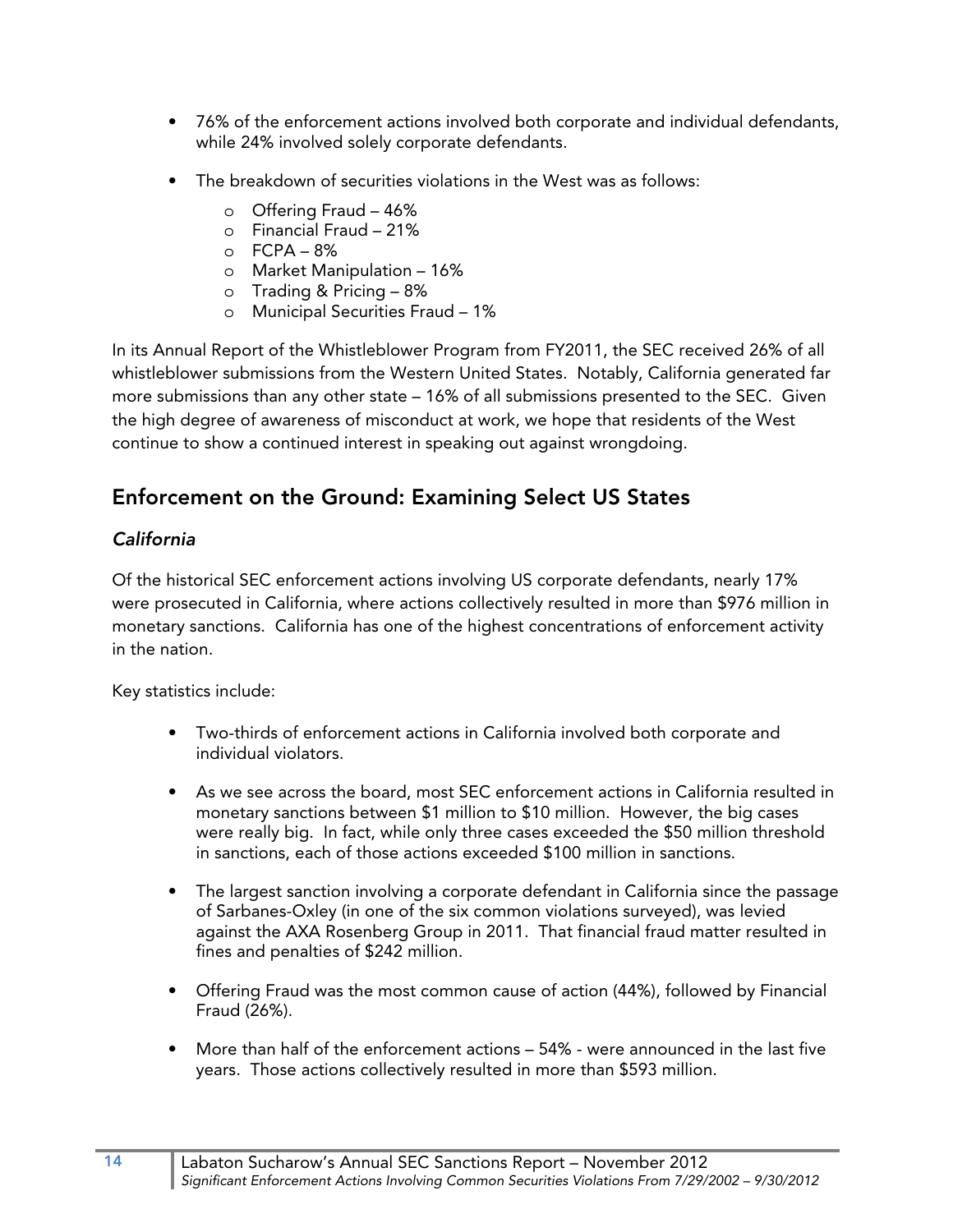- 76% of the enforcement actions involved both corporate and individual defendants, while 24% involved solely corporate defendants.

- The breakdown of securities violations in the West was as follows:
  - Offering Fraud – 46%
  - Financial Fraud – 21%
  - FCPA – 8%
  - Market Manipulation – 16%
  - Trading & Pricing – 8%
  - Municipal Securities Fraud – 1%

In its Annual Report of the Whistleblower Program from FY2011, the SEC received 26% of all whistleblower submissions from the Western United States. Notably, California generated far more submissions than any other state – 16% of all submissions presented to the SEC. Given the high degree of awareness of misconduct at work, we hope that residents of the West continue to show a continued interest in speaking out against wrongdoing.

## Enforcement on the Ground: Examining Select US States

### *California*

Of the historical SEC enforcement actions involving US corporate defendants, nearly 17% were prosecuted in California, where actions collectively resulted in more than $976 million in monetary sanctions. California has one of the highest concentrations of enforcement activity in the nation.

Key statistics include:

- Two-thirds of enforcement actions in California involved both corporate and individual violators.

- As we see across the board, most SEC enforcement actions in California resulted in monetary sanctions between $1 million to $10 million. However, the big cases were really big. In fact, while only three cases exceeded the $50 million threshold in sanctions, each of those actions exceeded $100 million in sanctions.

- The largest sanction involving a corporate defendant in California since the passage of Sarbanes-Oxley (in one of the six common violations surveyed), was levied against the AXA Rosenberg Group in 2011. That financial fraud matter resulted in fines and penalties of $242 million.

- Offering Fraud was the most common cause of action (44%), followed by Financial Fraud (26%).

- More than half of the enforcement actions – 54% - were announced in the last five years. Those actions collectively resulted in more than $593 million.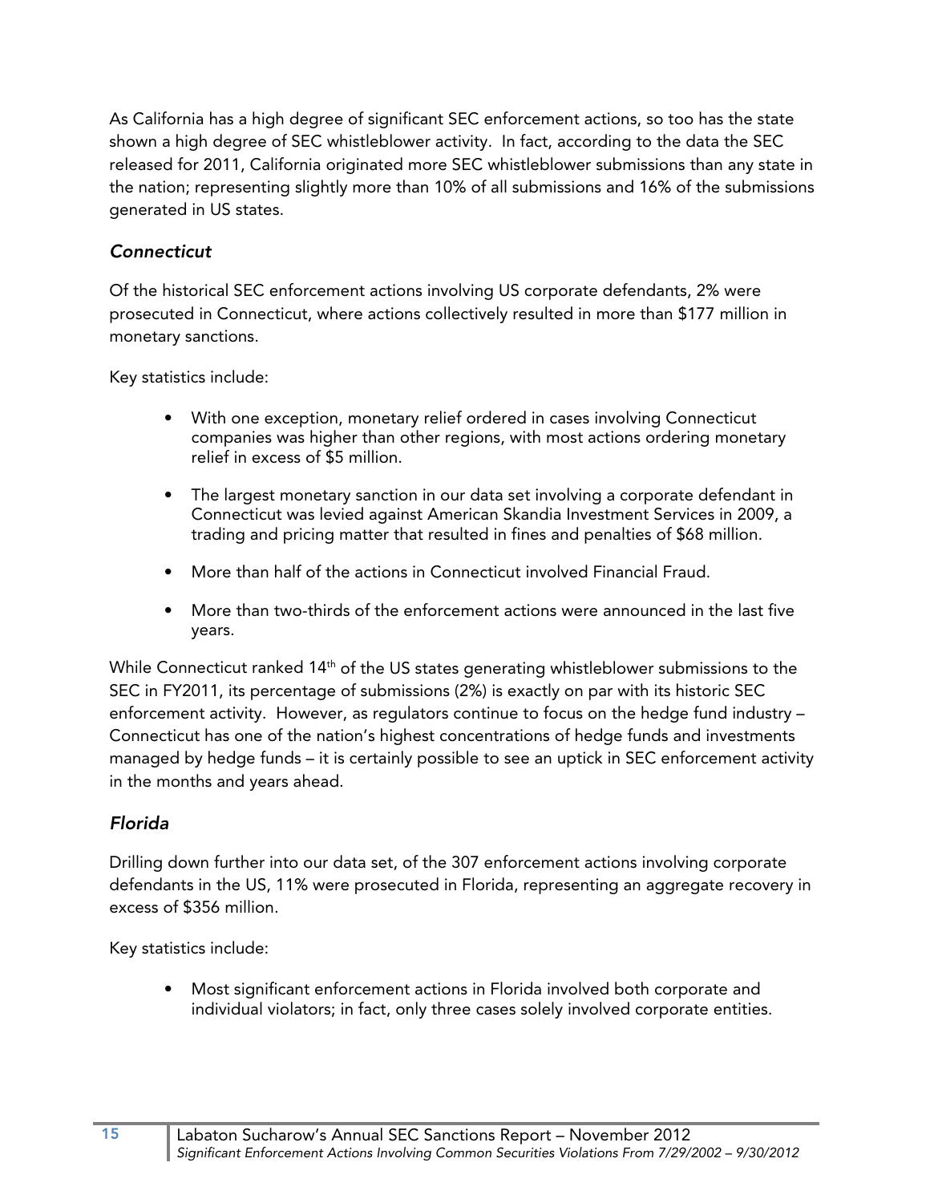As California has a high degree of significant SEC enforcement actions, so too has the state shown a high degree of SEC whistleblower activity. In fact, according to the data the SEC released for 2011, California originated more SEC whistleblower submissions than any state in the nation; representing slightly more than 10% of all submissions and 16% of the submissions generated in US states.

### *Connecticut*

Of the historical SEC enforcement actions involving US corporate defendants, 2% were prosecuted in Connecticut, where actions collectively resulted in more than $177 million in monetary sanctions.

Key statistics include:

- With one exception, monetary relief ordered in cases involving Connecticut companies was higher than other regions, with most actions ordering monetary relief in excess of $5 million.
- The largest monetary sanction in our data set involving a corporate defendant in Connecticut was levied against American Skandia Investment Services in 2009, a trading and pricing matter that resulted in fines and penalties of $68 million.
- More than half of the actions in Connecticut involved Financial Fraud.
- More than two-thirds of the enforcement actions were announced in the last five years.

While Connecticut ranked 14th of the US states generating whistleblower submissions to the SEC in FY2011, its percentage of submissions (2%) is exactly on par with its historic SEC enforcement activity. However, as regulators continue to focus on the hedge fund industry – Connecticut has one of the nation's highest concentrations of hedge funds and investments managed by hedge funds – it is certainly possible to see an uptick in SEC enforcement activity in the months and years ahead.

### *Florida*

Drilling down further into our data set, of the 307 enforcement actions involving corporate defendants in the US, 11% were prosecuted in Florida, representing an aggregate recovery in excess of $356 million.

Key statistics include:

- Most significant enforcement actions in Florida involved both corporate and individual violators; in fact, only three cases solely involved corporate entities.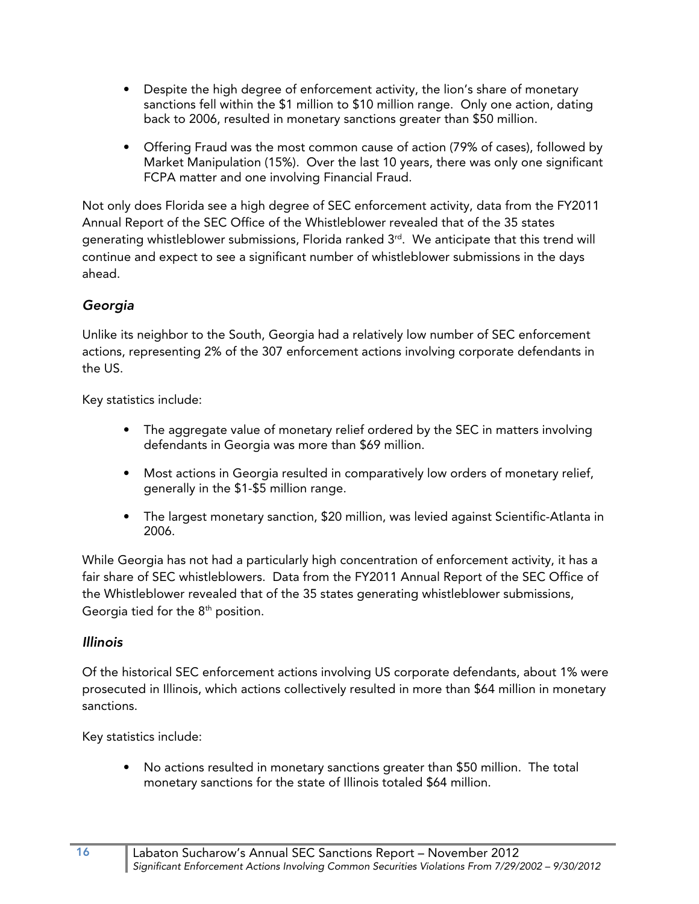- Despite the high degree of enforcement activity, the lion's share of monetary sanctions fell within the $1 million to $10 million range. Only one action, dating back to 2006, resulted in monetary sanctions greater than $50 million.

- Offering Fraud was the most common cause of action (79% of cases), followed by Market Manipulation (15%). Over the last 10 years, there was only one significant FCPA matter and one involving Financial Fraud.

Not only does Florida see a high degree of SEC enforcement activity, data from the FY2011 Annual Report of the SEC Office of the Whistleblower revealed that of the 35 states generating whistleblower submissions, Florida ranked 3rd. We anticipate that this trend will continue and expect to see a significant number of whistleblower submissions in the days ahead.

### *Georgia*

Unlike its neighbor to the South, Georgia had a relatively low number of SEC enforcement actions, representing 2% of the 307 enforcement actions involving corporate defendants in the US.

Key statistics include:

- The aggregate value of monetary relief ordered by the SEC in matters involving defendants in Georgia was more than $69 million.

- Most actions in Georgia resulted in comparatively low orders of monetary relief, generally in the $1-$5 million range.

- The largest monetary sanction, $20 million, was levied against Scientific-Atlanta in 2006.

While Georgia has not had a particularly high concentration of enforcement activity, it has a fair share of SEC whistleblowers. Data from the FY2011 Annual Report of the SEC Office of the Whistleblower revealed that of the 35 states generating whistleblower submissions, Georgia tied for the 8th position.

### *Illinois*

Of the historical SEC enforcement actions involving US corporate defendants, about 1% were prosecuted in Illinois, which actions collectively resulted in more than $64 million in monetary sanctions.

Key statistics include:

- No actions resulted in monetary sanctions greater than $50 million. The total monetary sanctions for the state of Illinois totaled $64 million.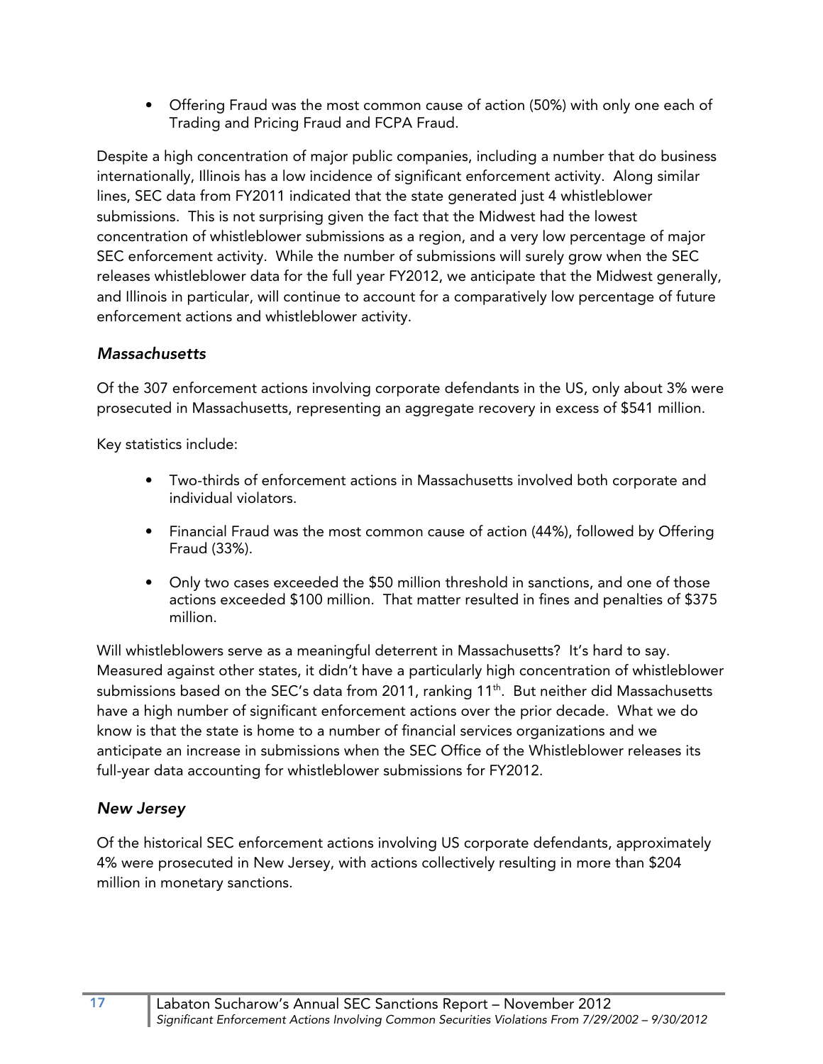- Offering Fraud was the most common cause of action (50%) with only one each of Trading and Pricing Fraud and FCPA Fraud.

Despite a high concentration of major public companies, including a number that do business internationally, Illinois has a low incidence of significant enforcement activity. Along similar lines, SEC data from FY2011 indicated that the state generated just 4 whistleblower submissions. This is not surprising given the fact that the Midwest had the lowest concentration of whistleblower submissions as a region, and a very low percentage of major SEC enforcement activity. While the number of submissions will surely grow when the SEC releases whistleblower data for the full year FY2012, we anticipate that the Midwest generally, and Illinois in particular, will continue to account for a comparatively low percentage of future enforcement actions and whistleblower activity.

### *Massachusetts*

Of the 307 enforcement actions involving corporate defendants in the US, only about 3% were prosecuted in Massachusetts, representing an aggregate recovery in excess of $541 million.

Key statistics include:

- Two-thirds of enforcement actions in Massachusetts involved both corporate and individual violators.
- Financial Fraud was the most common cause of action (44%), followed by Offering Fraud (33%).
- Only two cases exceeded the $50 million threshold in sanctions, and one of those actions exceeded $100 million. That matter resulted in fines and penalties of $375 million.

Will whistleblowers serve as a meaningful deterrent in Massachusetts? It's hard to say. Measured against other states, it didn't have a particularly high concentration of whistleblower submissions based on the SEC's data from 2011, ranking 11th. But neither did Massachusetts have a high number of significant enforcement actions over the prior decade. What we do know is that the state is home to a number of financial services organizations and we anticipate an increase in submissions when the SEC Office of the Whistleblower releases its full-year data accounting for whistleblower submissions for FY2012.

### *New Jersey*

Of the historical SEC enforcement actions involving US corporate defendants, approximately 4% were prosecuted in New Jersey, with actions collectively resulting in more than $204 million in monetary sanctions.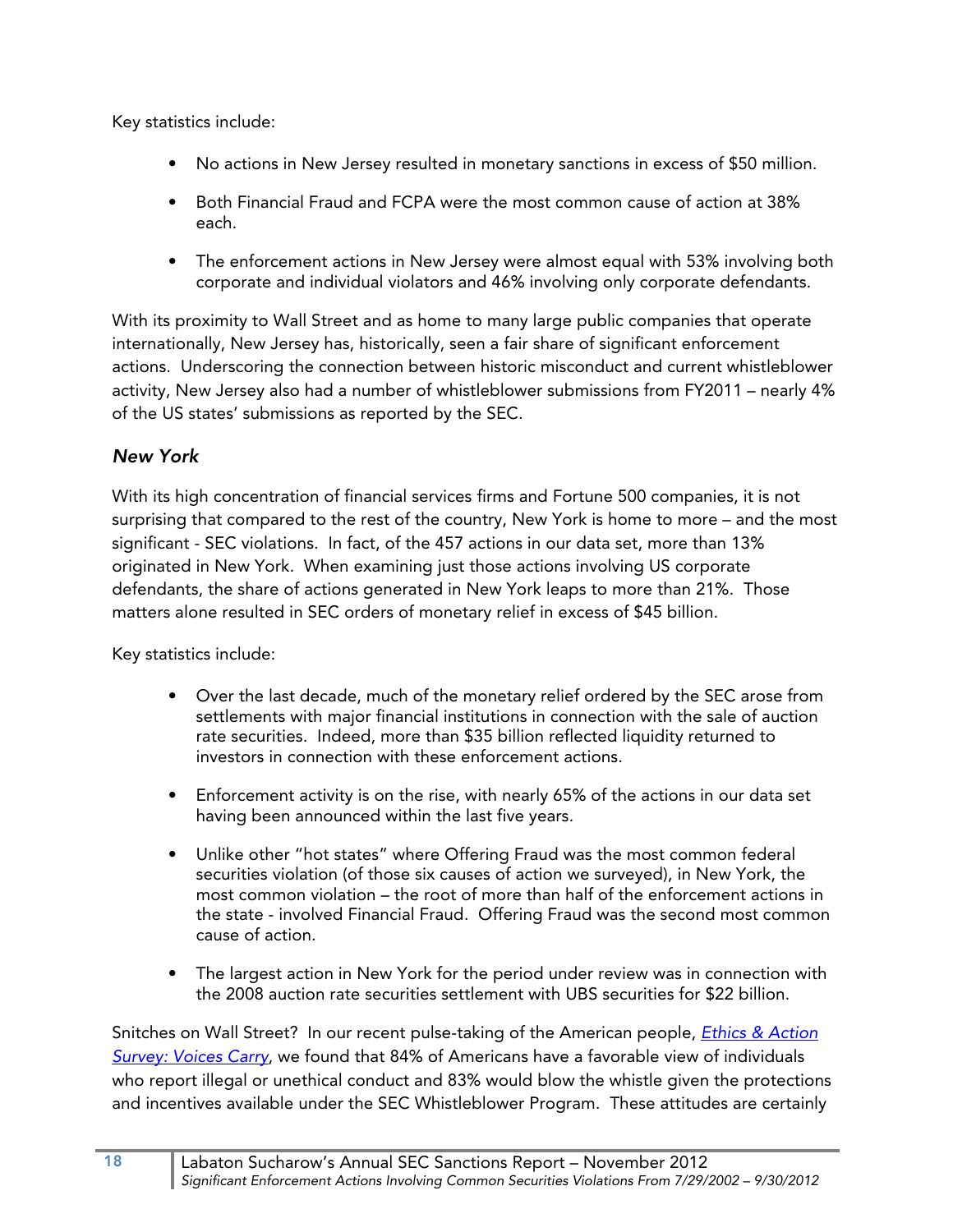Key statistics include:

- No actions in New Jersey resulted in monetary sanctions in excess of $50 million.
- Both Financial Fraud and FCPA were the most common cause of action at 38% each.
- The enforcement actions in New Jersey were almost equal with 53% involving both corporate and individual violators and 46% involving only corporate defendants.

With its proximity to Wall Street and as home to many large public companies that operate internationally, New Jersey has, historically, seen a fair share of significant enforcement actions. Underscoring the connection between historic misconduct and current whistleblower activity, New Jersey also had a number of whistleblower submissions from FY2011 – nearly 4% of the US states' submissions as reported by the SEC.

### *New York*

With its high concentration of financial services firms and Fortune 500 companies, it is not surprising that compared to the rest of the country, New York is home to more – and the most significant - SEC violations. In fact, of the 457 actions in our data set, more than 13% originated in New York. When examining just those actions involving US corporate defendants, the share of actions generated in New York leaps to more than 21%. Those matters alone resulted in SEC orders of monetary relief in excess of $45 billion.

Key statistics include:

- Over the last decade, much of the monetary relief ordered by the SEC arose from settlements with major financial institutions in connection with the sale of auction rate securities. Indeed, more than $35 billion reflected liquidity returned to investors in connection with these enforcement actions.
- Enforcement activity is on the rise, with nearly 65% of the actions in our data set having been announced within the last five years.
- Unlike other "hot states" where Offering Fraud was the most common federal securities violation (of those six causes of action we surveyed), in New York, the most common violation – the root of more than half of the enforcement actions in the state - involved Financial Fraud. Offering Fraud was the second most common cause of action.
- The largest action in New York for the period under review was in connection with the 2008 auction rate securities settlement with UBS securities for $22 billion.

Snitches on Wall Street? In our recent pulse-taking of the American people, *Ethics & Action Survey: Voices Carry*, we found that 84% of Americans have a favorable view of individuals who report illegal or unethical conduct and 83% would blow the whistle given the protections and incentives available under the SEC Whistleblower Program. These attitudes are certainly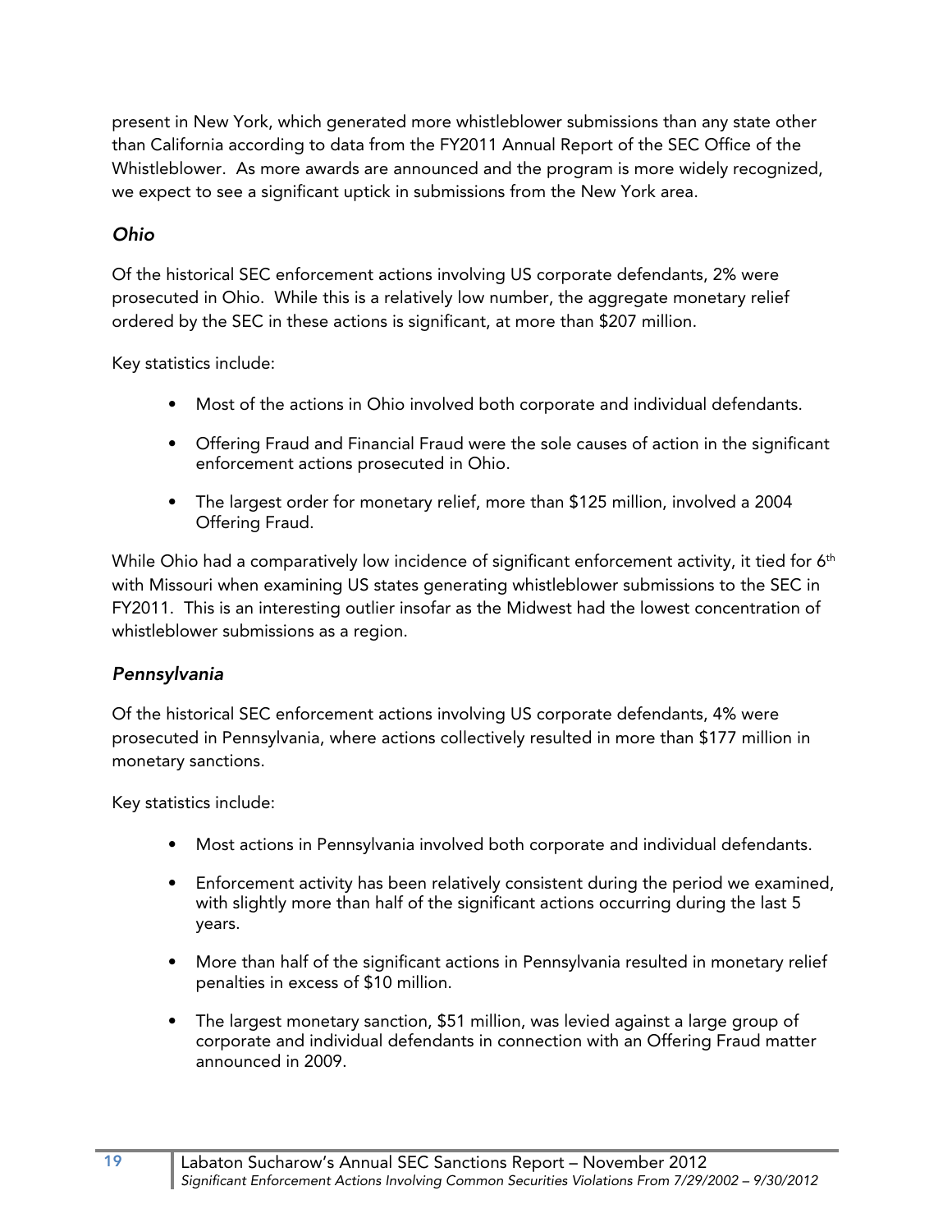present in New York, which generated more whistleblower submissions than any state other than California according to data from the FY2011 Annual Report of the SEC Office of the Whistleblower. As more awards are announced and the program is more widely recognized, we expect to see a significant uptick in submissions from the New York area.

### *Ohio*

Of the historical SEC enforcement actions involving US corporate defendants, 2% were prosecuted in Ohio. While this is a relatively low number, the aggregate monetary relief ordered by the SEC in these actions is significant, at more than $207 million.

Key statistics include:

- Most of the actions in Ohio involved both corporate and individual defendants.
- Offering Fraud and Financial Fraud were the sole causes of action in the significant enforcement actions prosecuted in Ohio.
- The largest order for monetary relief, more than $125 million, involved a 2004 Offering Fraud.

While Ohio had a comparatively low incidence of significant enforcement activity, it tied for 6th with Missouri when examining US states generating whistleblower submissions to the SEC in FY2011. This is an interesting outlier insofar as the Midwest had the lowest concentration of whistleblower submissions as a region.

### *Pennsylvania*

Of the historical SEC enforcement actions involving US corporate defendants, 4% were prosecuted in Pennsylvania, where actions collectively resulted in more than $177 million in monetary sanctions.

Key statistics include:

- Most actions in Pennsylvania involved both corporate and individual defendants.
- Enforcement activity has been relatively consistent during the period we examined, with slightly more than half of the significant actions occurring during the last 5 years.
- More than half of the significant actions in Pennsylvania resulted in monetary relief penalties in excess of $10 million.
- The largest monetary sanction, $51 million, was levied against a large group of corporate and individual defendants in connection with an Offering Fraud matter announced in 2009.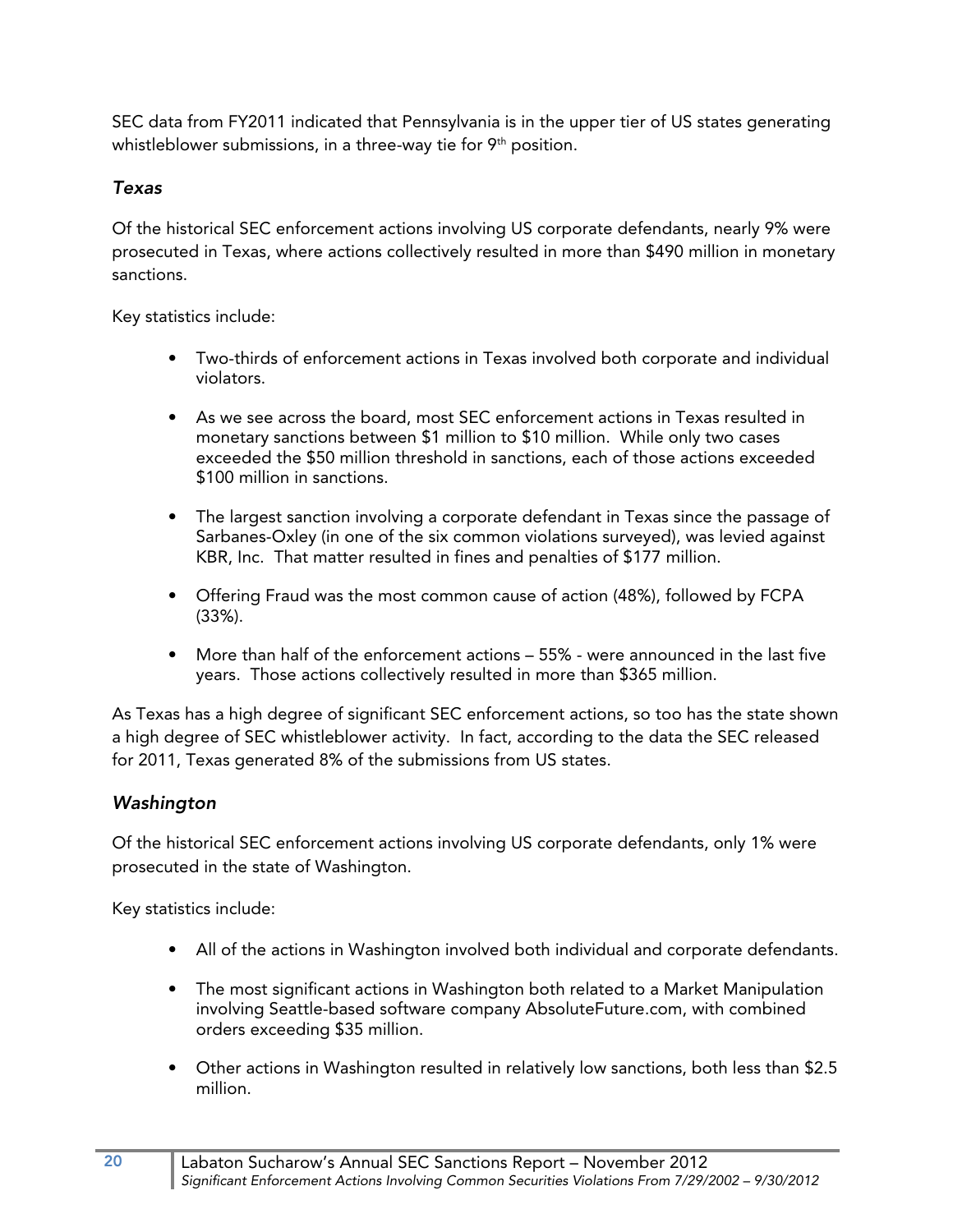SEC data from FY2011 indicated that Pennsylvania is in the upper tier of US states generating whistleblower submissions, in a three-way tie for 9th position.

### *Texas*

Of the historical SEC enforcement actions involving US corporate defendants, nearly 9% were prosecuted in Texas, where actions collectively resulted in more than $490 million in monetary sanctions.

Key statistics include:

- Two-thirds of enforcement actions in Texas involved both corporate and individual violators.
- As we see across the board, most SEC enforcement actions in Texas resulted in monetary sanctions between $1 million to $10 million. While only two cases exceeded the $50 million threshold in sanctions, each of those actions exceeded $100 million in sanctions.
- The largest sanction involving a corporate defendant in Texas since the passage of Sarbanes-Oxley (in one of the six common violations surveyed), was levied against KBR, Inc. That matter resulted in fines and penalties of $177 million.
- Offering Fraud was the most common cause of action (48%), followed by FCPA (33%).
- More than half of the enforcement actions – 55% - were announced in the last five years. Those actions collectively resulted in more than $365 million.

As Texas has a high degree of significant SEC enforcement actions, so too has the state shown a high degree of SEC whistleblower activity. In fact, according to the data the SEC released for 2011, Texas generated 8% of the submissions from US states.

### *Washington*

Of the historical SEC enforcement actions involving US corporate defendants, only 1% were prosecuted in the state of Washington.

Key statistics include:

- All of the actions in Washington involved both individual and corporate defendants.
- The most significant actions in Washington both related to a Market Manipulation involving Seattle-based software company AbsoluteFuture.com, with combined orders exceeding $35 million.
- Other actions in Washington resulted in relatively low sanctions, both less than $2.5 million.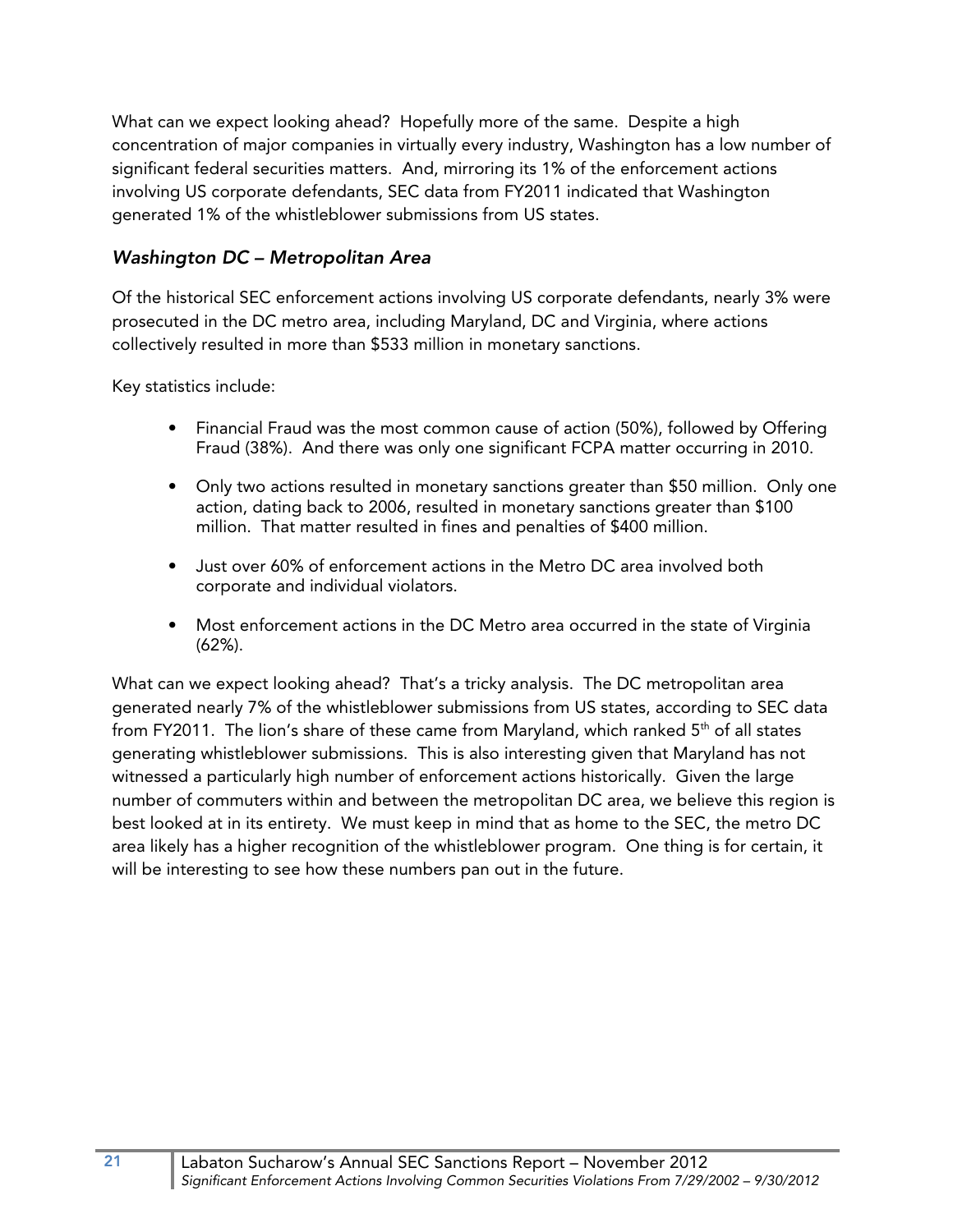What can we expect looking ahead? Hopefully more of the same. Despite a high concentration of major companies in virtually every industry, Washington has a low number of significant federal securities matters. And, mirroring its 1% of the enforcement actions involving US corporate defendants, SEC data from FY2011 indicated that Washington generated 1% of the whistleblower submissions from US states.

### *Washington DC – Metropolitan Area*

Of the historical SEC enforcement actions involving US corporate defendants, nearly 3% were prosecuted in the DC metro area, including Maryland, DC and Virginia, where actions collectively resulted in more than $533 million in monetary sanctions.

Key statistics include:

- Financial Fraud was the most common cause of action (50%), followed by Offering Fraud (38%). And there was only one significant FCPA matter occurring in 2010.
- Only two actions resulted in monetary sanctions greater than $50 million. Only one action, dating back to 2006, resulted in monetary sanctions greater than $100 million. That matter resulted in fines and penalties of $400 million.
- Just over 60% of enforcement actions in the Metro DC area involved both corporate and individual violators.
- Most enforcement actions in the DC Metro area occurred in the state of Virginia (62%).

What can we expect looking ahead? That's a tricky analysis. The DC metropolitan area generated nearly 7% of the whistleblower submissions from US states, according to SEC data from FY2011. The lion's share of these came from Maryland, which ranked 5th of all states generating whistleblower submissions. This is also interesting given that Maryland has not witnessed a particularly high number of enforcement actions historically. Given the large number of commuters within and between the metropolitan DC area, we believe this region is best looked at in its entirety. We must keep in mind that as home to the SEC, the metro DC area likely has a higher recognition of the whistleblower program. One thing is for certain, it will be interesting to see how these numbers pan out in the future.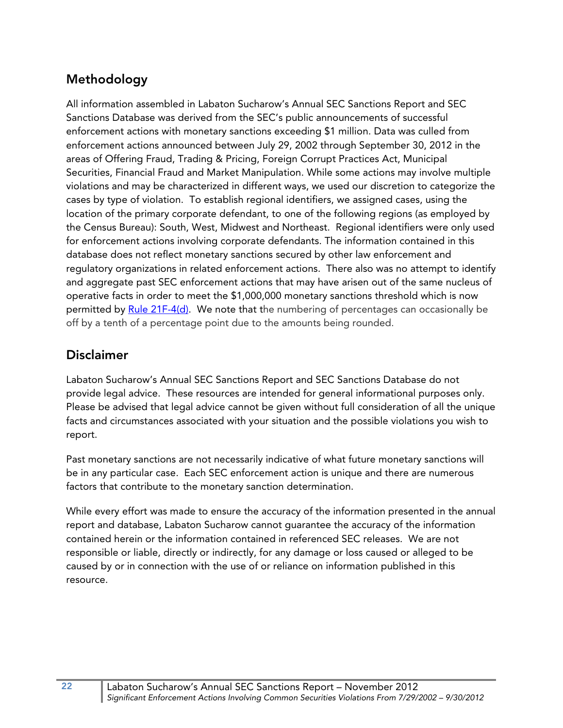## Methodology

All information assembled in Labaton Sucharow's Annual SEC Sanctions Report and SEC Sanctions Database was derived from the SEC's public announcements of successful enforcement actions with monetary sanctions exceeding $1 million. Data was culled from enforcement actions announced between July 29, 2002 through September 30, 2012 in the areas of Offering Fraud, Trading & Pricing, Foreign Corrupt Practices Act, Municipal Securities, Financial Fraud and Market Manipulation. While some actions may involve multiple violations and may be characterized in different ways, we used our discretion to categorize the cases by type of violation. To establish regional identifiers, we assigned cases, using the location of the primary corporate defendant, to one of the following regions (as employed by the Census Bureau): South, West, Midwest and Northeast. Regional identifiers were only used for enforcement actions involving corporate defendants. The information contained in this database does not reflect monetary sanctions secured by other law enforcement and regulatory organizations in related enforcement actions. There also was no attempt to identify and aggregate past SEC enforcement actions that may have arisen out of the same nucleus of operative facts in order to meet the $1,000,000 monetary sanctions threshold which is now permitted by [Rule 21F-4(d)](). We note that the numbering of percentages can occasionally be off by a tenth of a percentage point due to the amounts being rounded.

## Disclaimer

Labaton Sucharow's Annual SEC Sanctions Report and SEC Sanctions Database do not provide legal advice. These resources are intended for general informational purposes only. Please be advised that legal advice cannot be given without full consideration of all the unique facts and circumstances associated with your situation and the possible violations you wish to report.

Past monetary sanctions are not necessarily indicative of what future monetary sanctions will be in any particular case. Each SEC enforcement action is unique and there are numerous factors that contribute to the monetary sanction determination.

While every effort was made to ensure the accuracy of the information presented in the annual report and database, Labaton Sucharow cannot guarantee the accuracy of the information contained herein or the information contained in referenced SEC releases. We are not responsible or liable, directly or indirectly, for any damage or loss caused or alleged to be caused by or in connection with the use of or reliance on information published in this resource.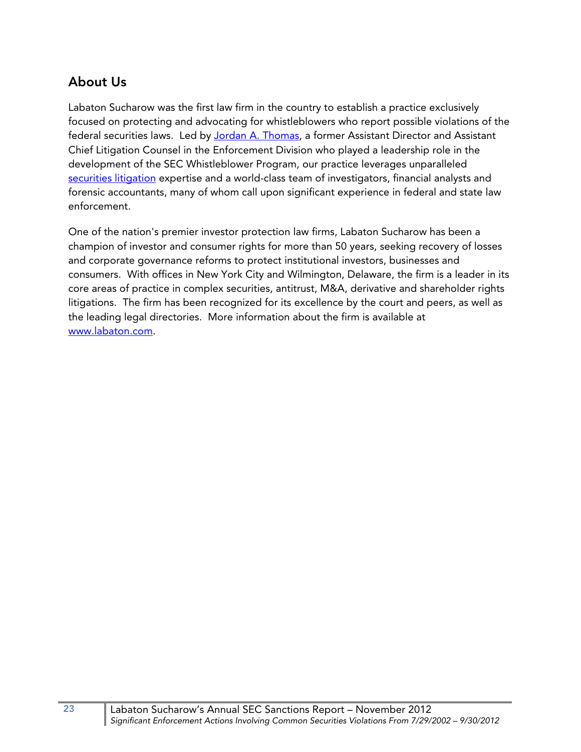## About Us

Labaton Sucharow was the first law firm in the country to establish a practice exclusively focused on protecting and advocating for whistleblowers who report possible violations of the federal securities laws. Led by Jordan A. Thomas, a former Assistant Director and Assistant Chief Litigation Counsel in the Enforcement Division who played a leadership role in the development of the SEC Whistleblower Program, our practice leverages unparalleled securities litigation expertise and a world-class team of investigators, financial analysts and forensic accountants, many of whom call upon significant experience in federal and state law enforcement.

One of the nation's premier investor protection law firms, Labaton Sucharow has been a champion of investor and consumer rights for more than 50 years, seeking recovery of losses and corporate governance reforms to protect institutional investors, businesses and consumers. With offices in New York City and Wilmington, Delaware, the firm is a leader in its core areas of practice in complex securities, antitrust, M&A, derivative and shareholder rights litigations. The firm has been recognized for its excellence by the court and peers, as well as the leading legal directories. More information about the firm is available at www.labaton.com.